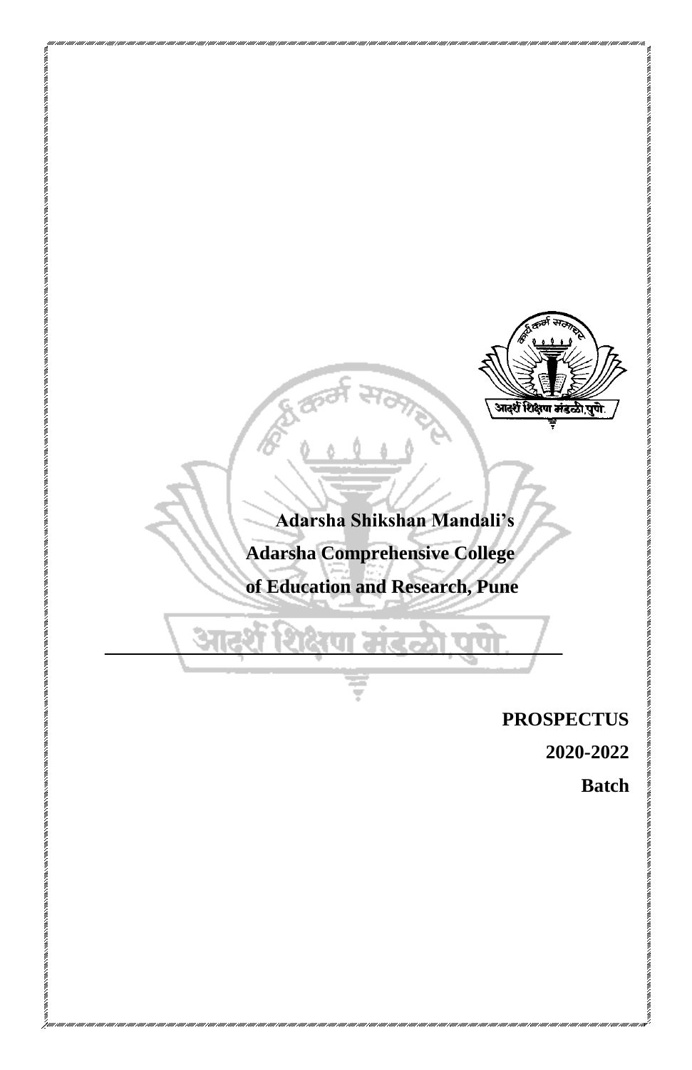**Adarsha Shikshan Mandali's**

# Adarsha Comprehensive College of Education and Research, Pune

**PROSPECTUS**

**2020-2022**

**Batch**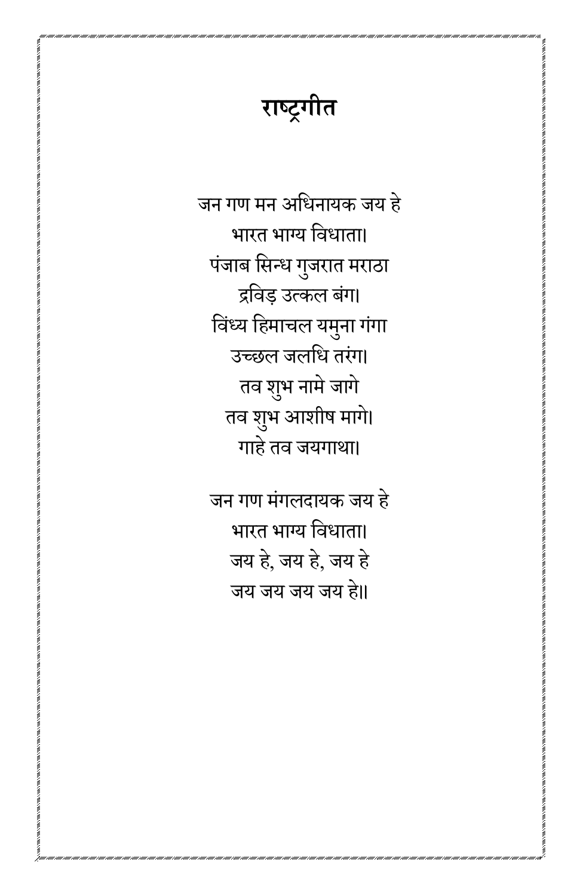# राष्ट्रगीत

जन गण मन अधिनायक जय हे
भारत भाग्य विधाता।
पंजाब सिन्ध गुजरात मराठा
द्रविड़ उत्कल बंग।
विंध्य हिमाचल यमुना गंगा
उच्छल जलधि तरंग।
तव शुभ नामे जागे
तव शुभ आशीष मागे।
गाहे तव जयगाथा।

जन गण मंगलदायक जय हे
भारत भाग्य विधाता।
जय हे, जय हे, जय हे
जय जय जय जय हे।।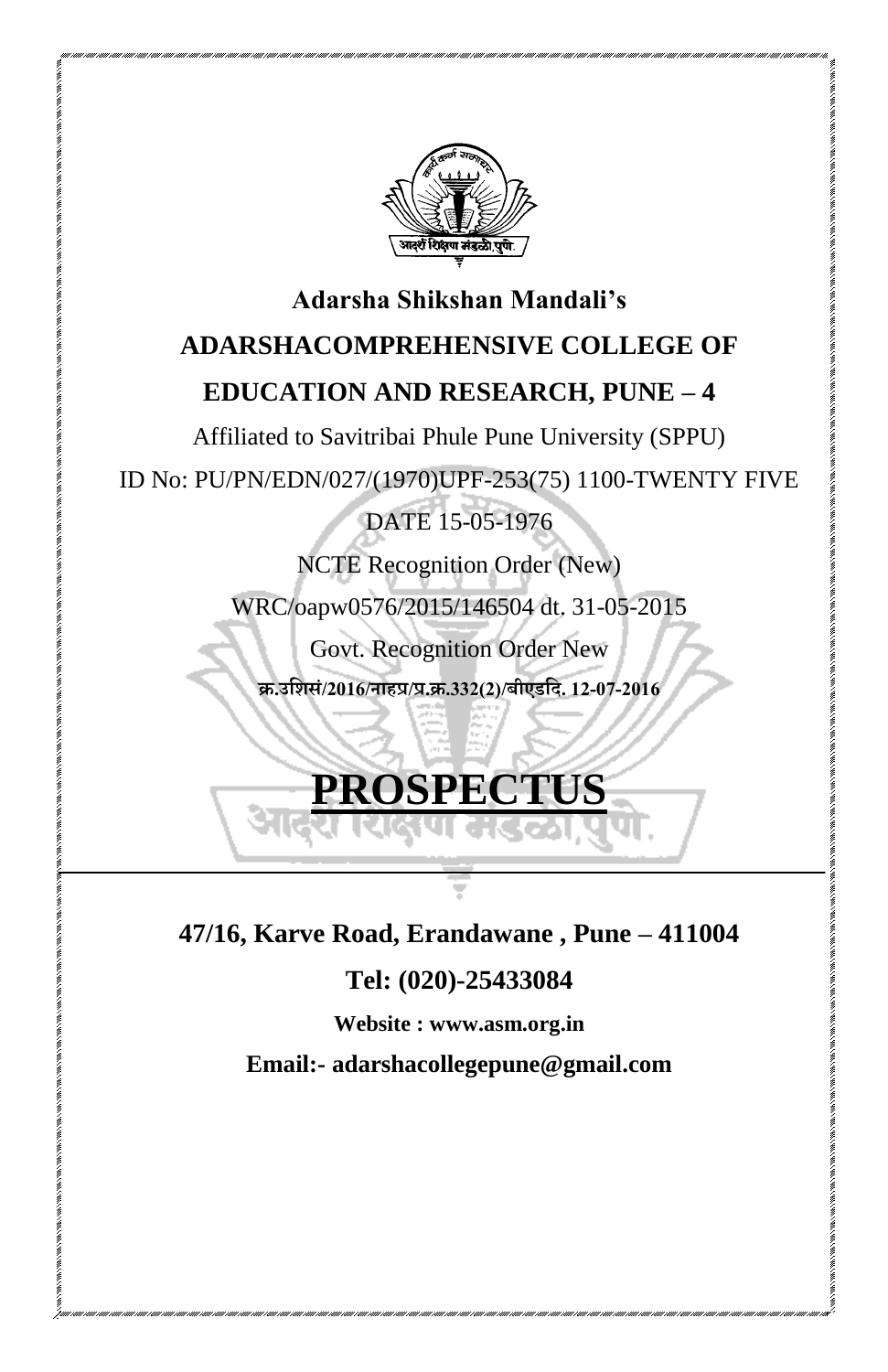**Adarsha Shikshan Mandali's**

# ADARSHACOMPREHENSIVE COLLEGE OF EDUCATION AND RESEARCH, PUNE – 4

Affiliated to Savitribai Phule Pune University (SPPU)

ID No: PU/PN/EDN/027/(1970)UPF-253(75) 1100-TWENTY FIVE

DATE 15-05-1976

NCTE Recognition Order (New)

WRC/oapw0576/2015/146504 dt. 31-05-2015

Govt. Recognition Order New

**क्र.उशिसं/2016/नाहप्र/प्र.क्र.332(2)/बीएडदि. 12-07-2016**

# PROSPECTUS

**47/16, Karve Road, Erandawane , Pune – 411004**

**Tel: (020)-25433084**

**Website : www.asm.org.in**

**Email:- adarshacollegepune@gmail.com**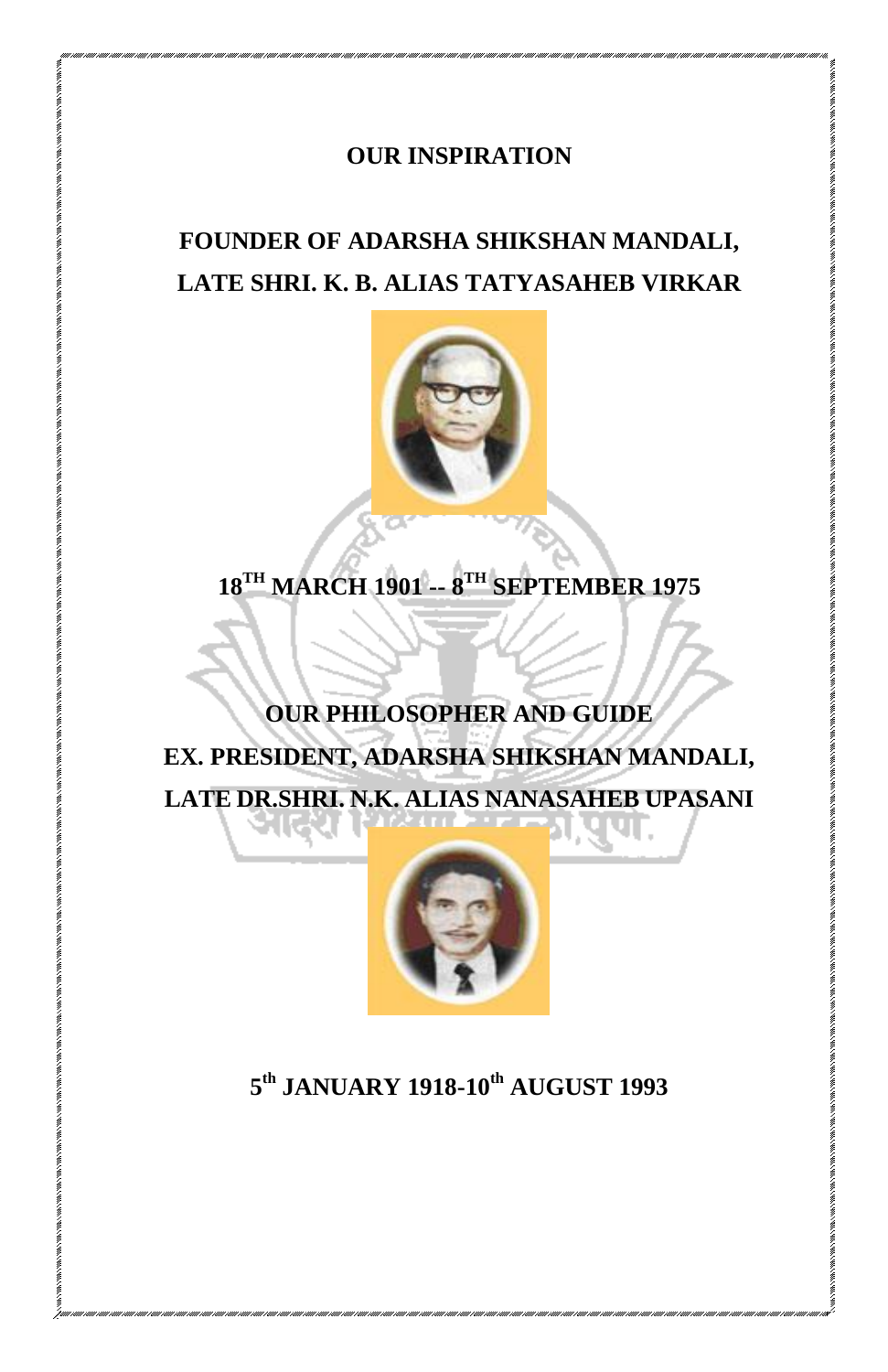## OUR INSPIRATION

## FOUNDER OF ADARSHA SHIKSHAN MANDALI,
## LATE SHRI. K. B. ALIAS TATYASAHEB VIRKAR

**18TH MARCH 1901 -- 8TH SEPTEMBER 1975**

## OUR PHILOSOPHER AND GUIDE
## EX. PRESIDENT, ADARSHA SHIKSHAN MANDALI,
## LATE DR.SHRI. N.K. ALIAS NANASAHEB UPASANI

**5th JANUARY 1918-10th AUGUST 1993**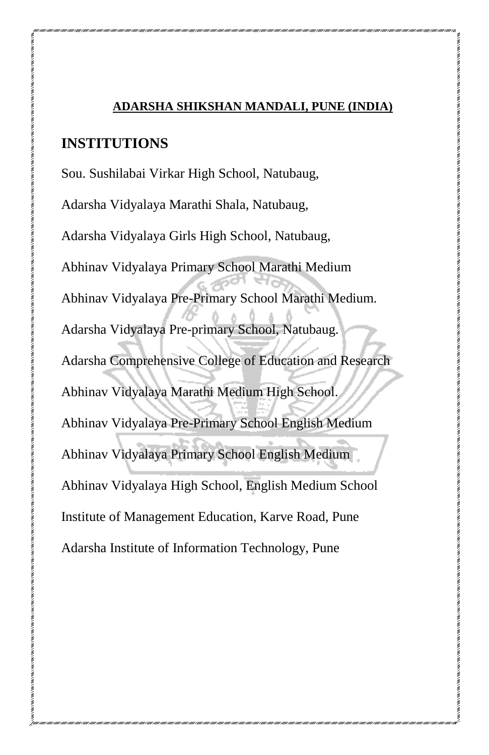**ADARSHA SHIKSHAN MANDALI, PUNE (INDIA)**

## INSTITUTIONS

Sou. Sushilabai Virkar High School, Natubaug,

Adarsha Vidyalaya Marathi Shala, Natubaug,

Adarsha Vidyalaya Girls High School, Natubaug,

Abhinav Vidyalaya Primary School Marathi Medium

Abhinav Vidyalaya Pre-Primary School Marathi Medium.

Adarsha Vidyalaya Pre-primary School, Natubaug.

Adarsha Comprehensive College of Education and Research

Abhinav Vidyalaya Marathi Medium High School.

Abhinav Vidyalaya Pre-Primary School English Medium

Abhinav Vidyalaya Primary School English Medium

Abhinav Vidyalaya High School, English Medium School

Institute of Management Education, Karve Road, Pune

Adarsha Institute of Information Technology, Pune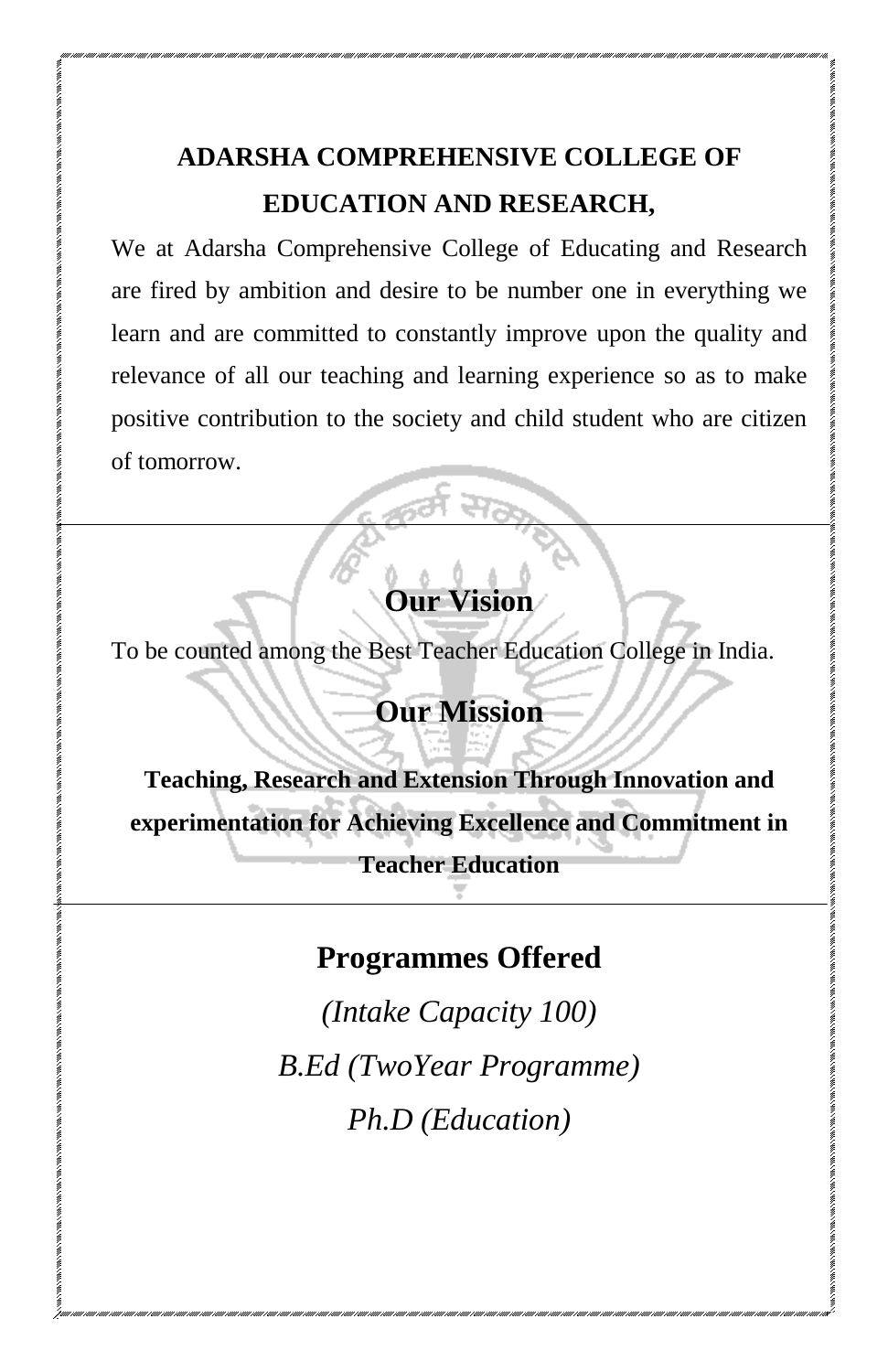# ADARSHA COMPREHENSIVE COLLEGE OF EDUCATION AND RESEARCH,

We at Adarsha Comprehensive College of Educating and Research are fired by ambition and desire to be number one in everything we learn and are committed to constantly improve upon the quality and relevance of all our teaching and learning experience so as to make positive contribution to the society and child student who are citizen of tomorrow.

---

## Our Vision

To be counted among the Best Teacher Education College in India.

## Our Mission

**Teaching, Research and Extension Through Innovation and experimentation for Achieving Excellence and Commitment in Teacher Education**

---

## Programmes Offered

*(Intake Capacity 100)*

*B.Ed (TwoYear Programme)*

*Ph.D (Education)*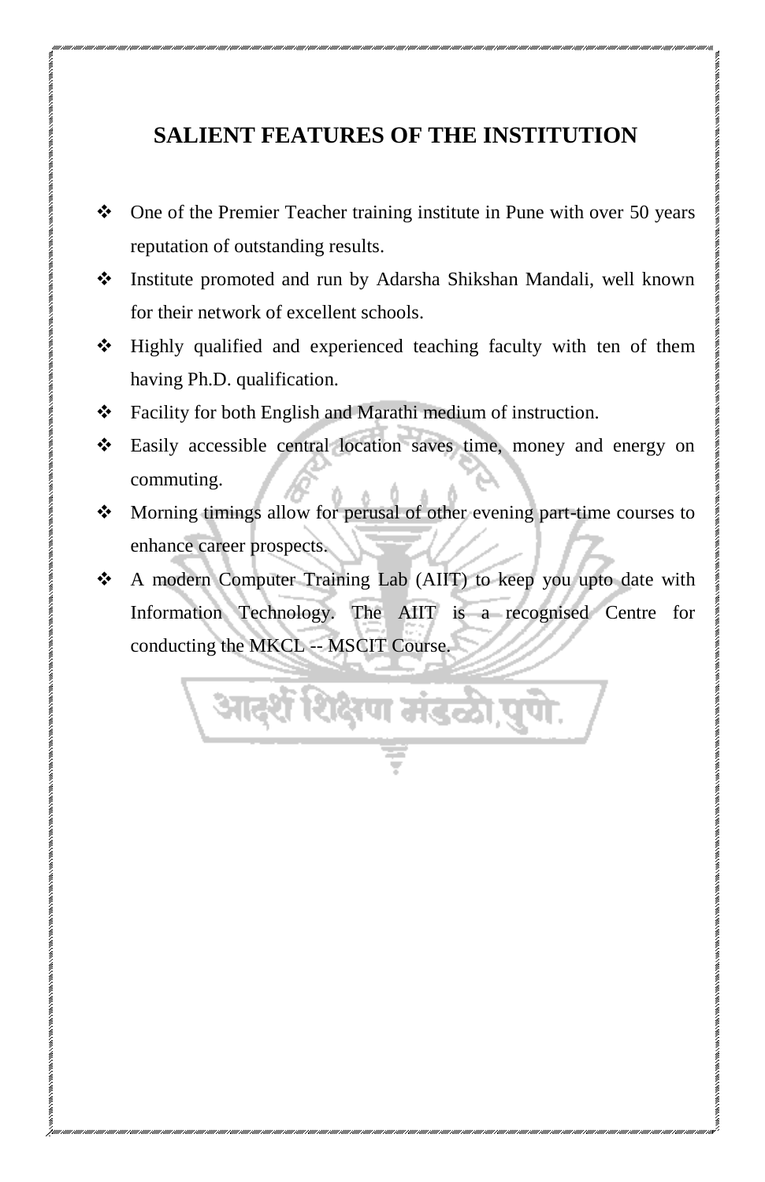## SALIENT FEATURES OF THE INSTITUTION

- One of the Premier Teacher training institute in Pune with over 50 years reputation of outstanding results.
- Institute promoted and run by Adarsha Shikshan Mandali, well known for their network of excellent schools.
- Highly qualified and experienced teaching faculty with ten of them having Ph.D. qualification.
- Facility for both English and Marathi medium of instruction.
- Easily accessible central location saves time, money and energy on commuting.
- Morning timings allow for perusal of other evening part-time courses to enhance career prospects.
- A modern Computer Training Lab (AIIT) to keep you upto date with Information Technology. The AIIT is a recognised Centre for conducting the MKCL -- MSCIT Course.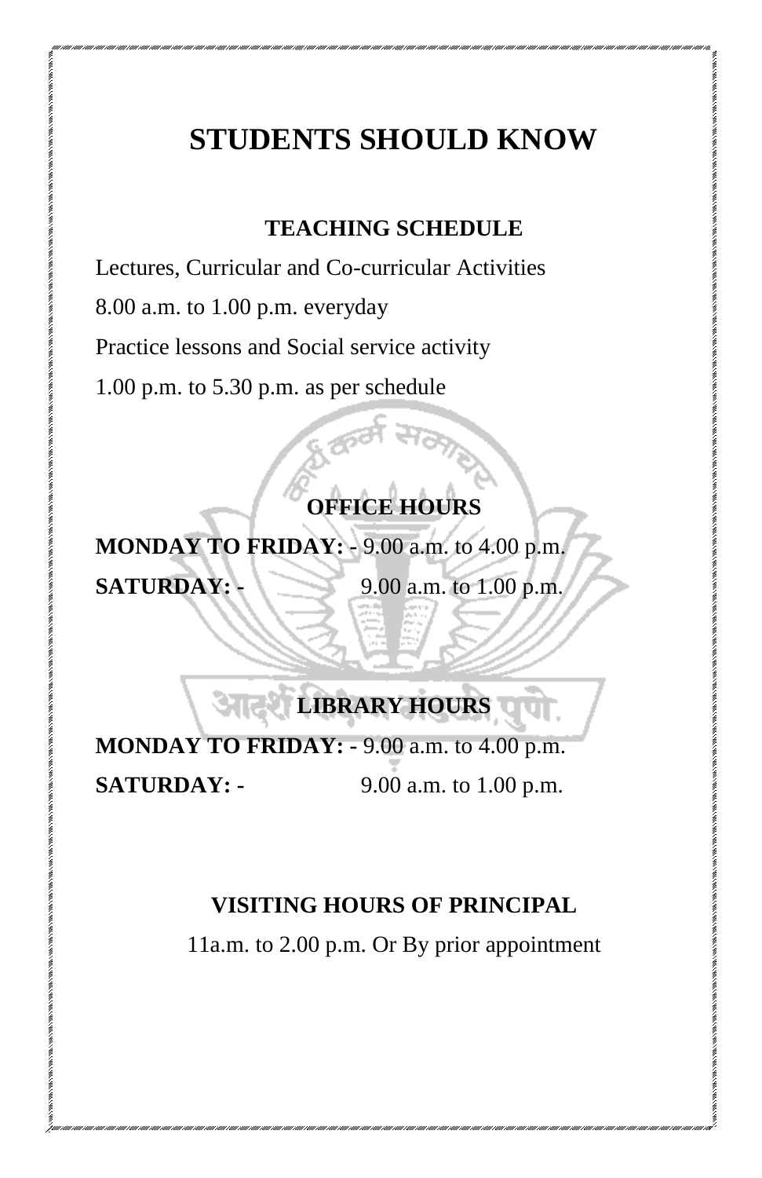# STUDENTS SHOULD KNOW

## TEACHING SCHEDULE

Lectures, Curricular and Co-curricular Activities

8.00 a.m. to 1.00 p.m. everyday

Practice lessons and Social service activity

1.00 p.m. to 5.30 p.m. as per schedule

## OFFICE HOURS

**MONDAY TO FRIDAY: -** 9.00 a.m. to 4.00 p.m.

**SATURDAY: -** 9.00 a.m. to 1.00 p.m.

## LIBRARY HOURS

**MONDAY TO FRIDAY: -** 9.00 a.m. to 4.00 p.m.

**SATURDAY: -** 9.00 a.m. to 1.00 p.m.

## VISITING HOURS OF PRINCIPAL

11a.m. to 2.00 p.m. Or By prior appointment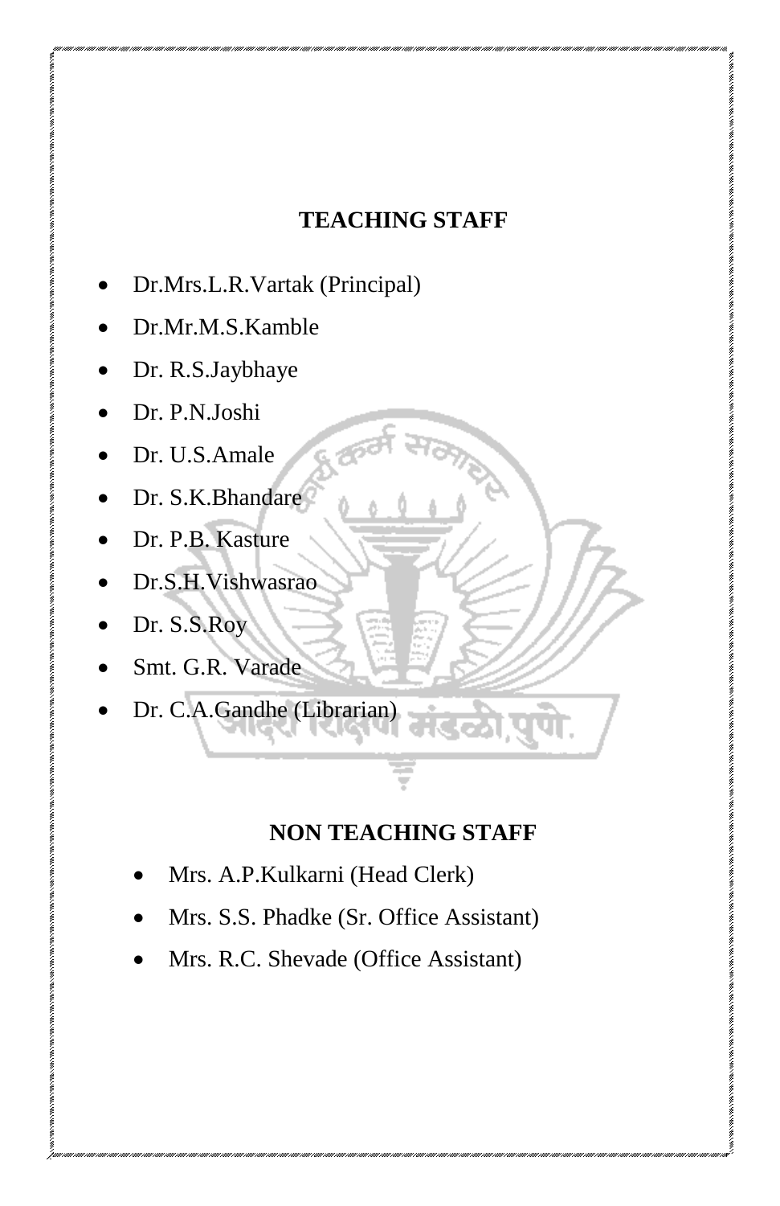## TEACHING STAFF

- Dr.Mrs.L.R.Vartak (Principal)
- Dr.Mr.M.S.Kamble
- Dr. R.S.Jaybhaye
- Dr. P.N.Joshi
- Dr. U.S.Amale
- Dr. S.K.Bhandare
- Dr. P.B. Kasture
- Dr.S.H.Vishwasrao
- Dr. S.S.Roy
- Smt. G.R. Varade
- Dr. C.A.Gandhe (Librarian)

## NON TEACHING STAFF

- Mrs. A.P.Kulkarni (Head Clerk)
- Mrs. S.S. Phadke (Sr. Office Assistant)
- Mrs. R.C. Shevade (Office Assistant)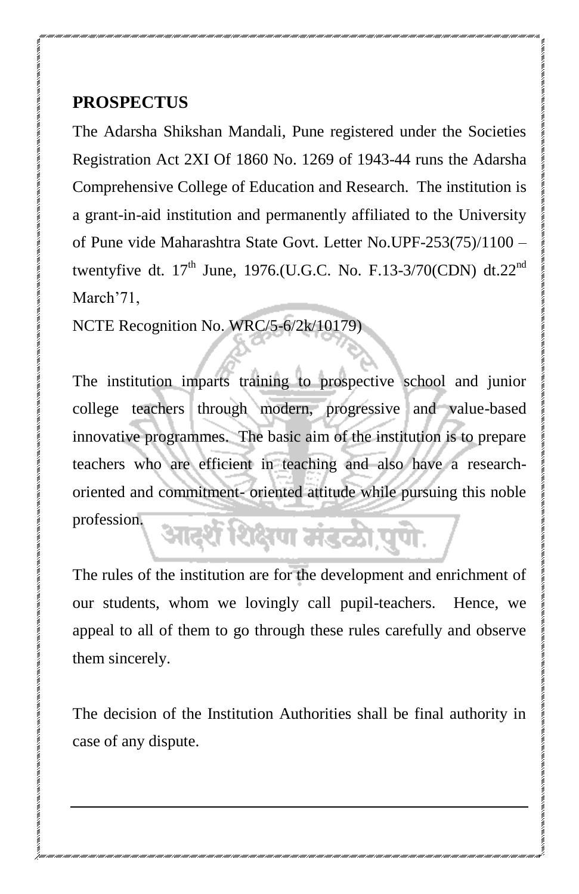## PROSPECTUS

The Adarsha Shikshan Mandali, Pune registered under the Societies Registration Act 2XI Of 1860 No. 1269 of 1943-44 runs the Adarsha Comprehensive College of Education and Research. The institution is a grant-in-aid institution and permanently affiliated to the University of Pune vide Maharashtra State Govt. Letter No.UPF-253(75)/1100 – twentyfive dt. 17th June, 1976.(U.G.C. No. F.13-3/70(CDN) dt.22nd March'71,

NCTE Recognition No. WRC/5-6/2k/10179)

The institution imparts training to prospective school and junior college teachers through modern, progressive and value-based innovative programmes. The basic aim of the institution is to prepare teachers who are efficient in teaching and also have a research-oriented and commitment- oriented attitude while pursuing this noble profession.

The rules of the institution are for the development and enrichment of our students, whom we lovingly call pupil-teachers. Hence, we appeal to all of them to go through these rules carefully and observe them sincerely.

The decision of the Institution Authorities shall be final authority in case of any dispute.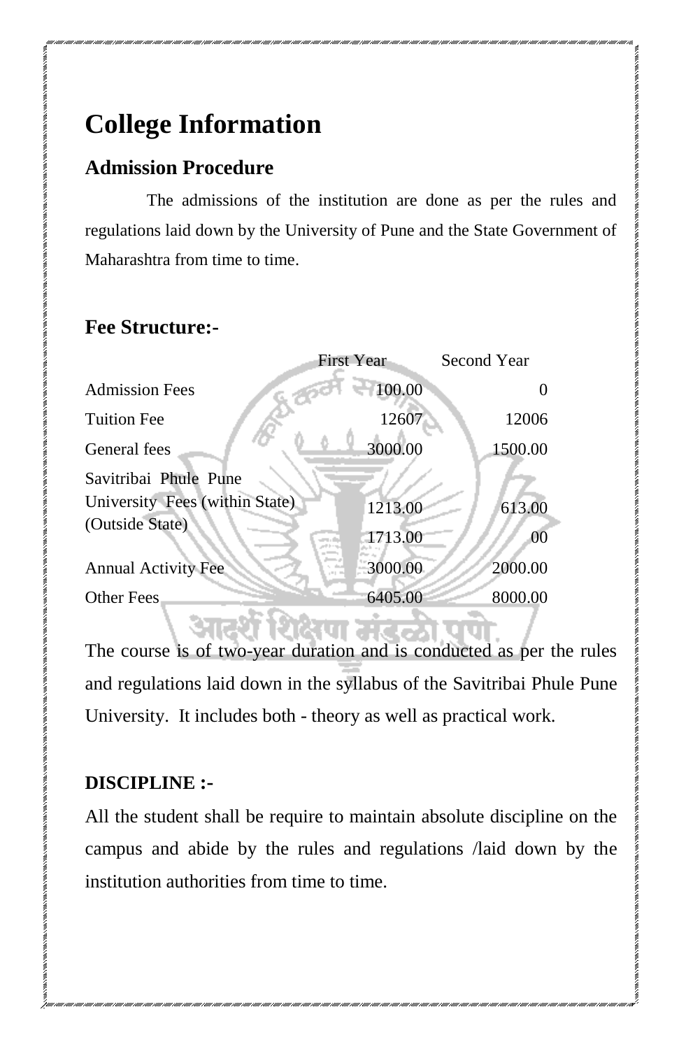# College Information

## Admission Procedure

The admissions of the institution are done as per the rules and regulations laid down by the University of Pune and the State Government of Maharashtra from time to time.

## Fee Structure:-

| | First Year | Second Year |
|---|---|---|
| Admission Fees | 100.00 | 0 |
| Tuition Fee | 12607 | 12006 |
| General fees | 3000.00 | 1500.00 |
| Savitribai Phule Pune University Fees (within State) | 1213.00 | 613.00 |
| (Outside State) | 1713.00 | 00 |
| Annual Activity Fee | 3000.00 | 2000.00 |
| Other Fees | 6405.00 | 8000.00 |

The course is of two-year duration and is conducted as per the rules and regulations laid down in the syllabus of the Savitribai Phule Pune University. It includes both - theory as well as practical work.

**DISCIPLINE :-**

All the student shall be require to maintain absolute discipline on the campus and abide by the rules and regulations /laid down by the institution authorities from time to time.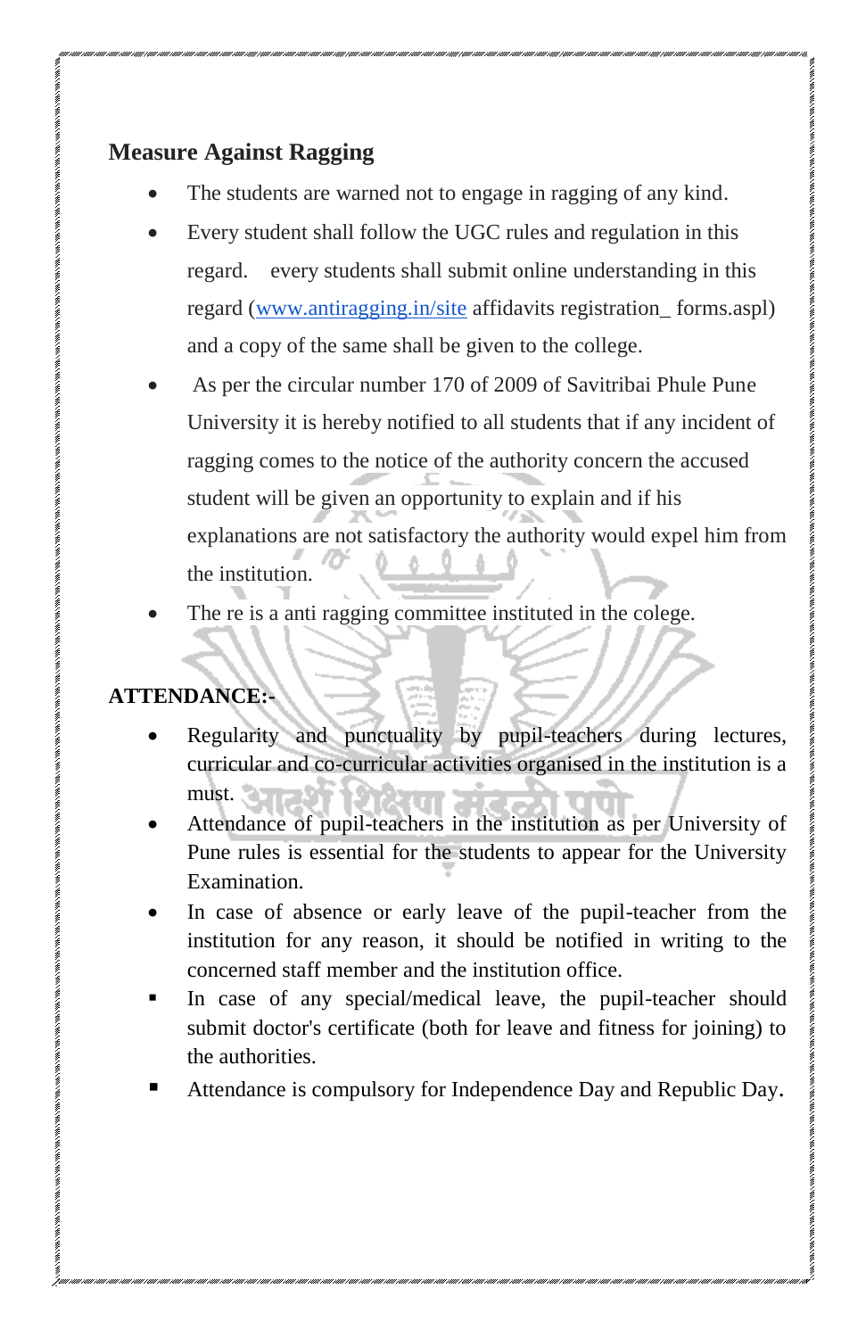## Measure Against Ragging

- The students are warned not to engage in ragging of any kind.
- Every student shall follow the UGC rules and regulation in this regard. every students shall submit online understanding in this regard (www.antiragging.in/site affidavits registration_ forms.aspl) and a copy of the same shall be given to the college.
- As per the circular number 170 of 2009 of Savitribai Phule Pune University it is hereby notified to all students that if any incident of ragging comes to the notice of the authority concern the accused student will be given an opportunity to explain and if his explanations are not satisfactory the authority would expel him from the institution.
- The re is a anti ragging committee instituted in the colege.

## ATTENDANCE:-

- Regularity and punctuality by pupil-teachers during lectures, curricular and co-curricular activities organised in the institution is a must.
- Attendance of pupil-teachers in the institution as per University of Pune rules is essential for the students to appear for the University Examination.
- In case of absence or early leave of the pupil-teacher from the institution for any reason, it should be notified in writing to the concerned staff member and the institution office.
- In case of any special/medical leave, the pupil-teacher should submit doctor's certificate (both for leave and fitness for joining) to the authorities.
- Attendance is compulsory for Independence Day and Republic Day.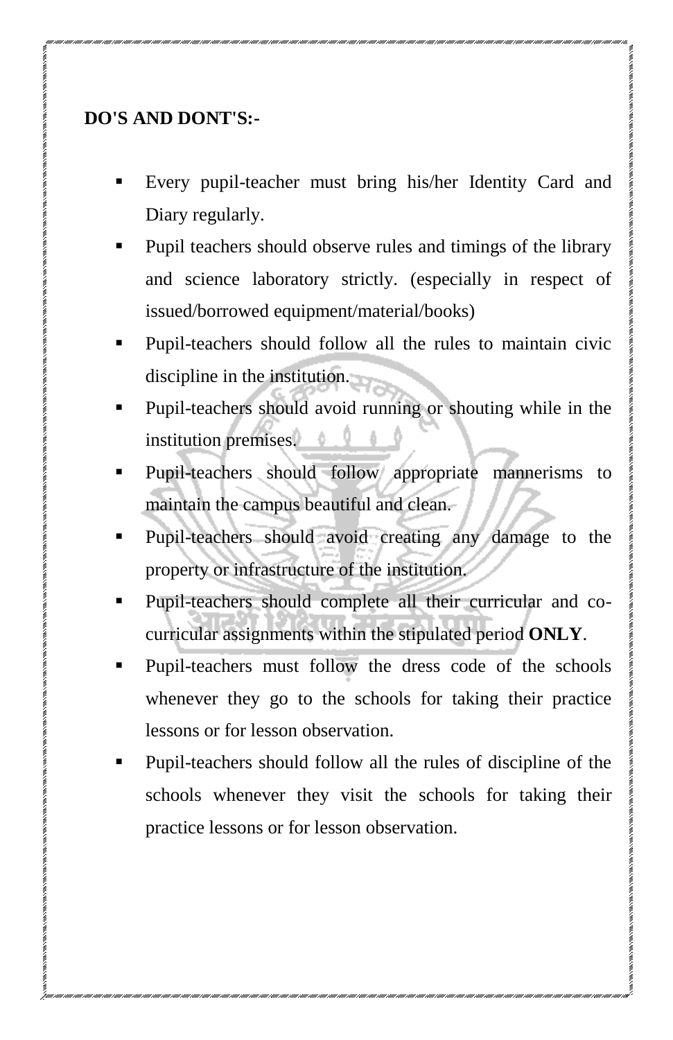**DO'S AND DONT'S:-**

- Every pupil-teacher must bring his/her Identity Card and Diary regularly.
- Pupil teachers should observe rules and timings of the library and science laboratory strictly. (especially in respect of issued/borrowed equipment/material/books)
- Pupil-teachers should follow all the rules to maintain civic discipline in the institution.
- Pupil-teachers should avoid running or shouting while in the institution premises.
- Pupil-teachers should follow appropriate mannerisms to maintain the campus beautiful and clean.
- Pupil-teachers should avoid creating any damage to the property or infrastructure of the institution.
- Pupil-teachers should complete all their curricular and co-curricular assignments within the stipulated period **ONLY**.
- Pupil-teachers must follow the dress code of the schools whenever they go to the schools for taking their practice lessons or for lesson observation.
- Pupil-teachers should follow all the rules of discipline of the schools whenever they visit the schools for taking their practice lessons or for lesson observation.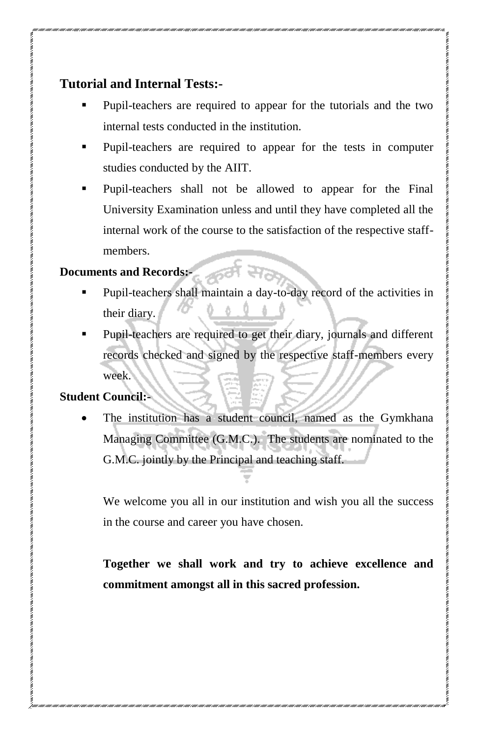## Tutorial and Internal Tests:-

- Pupil-teachers are required to appear for the tutorials and the two internal tests conducted in the institution.
- Pupil-teachers are required to appear for the tests in computer studies conducted by the AIIT.
- Pupil-teachers shall not be allowed to appear for the Final University Examination unless and until they have completed all the internal work of the course to the satisfaction of the respective staff-members.

### Documents and Records:-

- Pupil-teachers shall maintain a day-to-day record of the activities in their diary.
- Pupil-teachers are required to get their diary, journals and different records checked and signed by the respective staff-members every week.

### Student Council:-

- The institution has a student council, named as the Gymkhana Managing Committee (G.M.C.). The students are nominated to the G.M.C. jointly by the Principal and teaching staff.

We welcome you all in our institution and wish you all the success in the course and career you have chosen.

**Together we shall work and try to achieve excellence and commitment amongst all in this sacred profession.**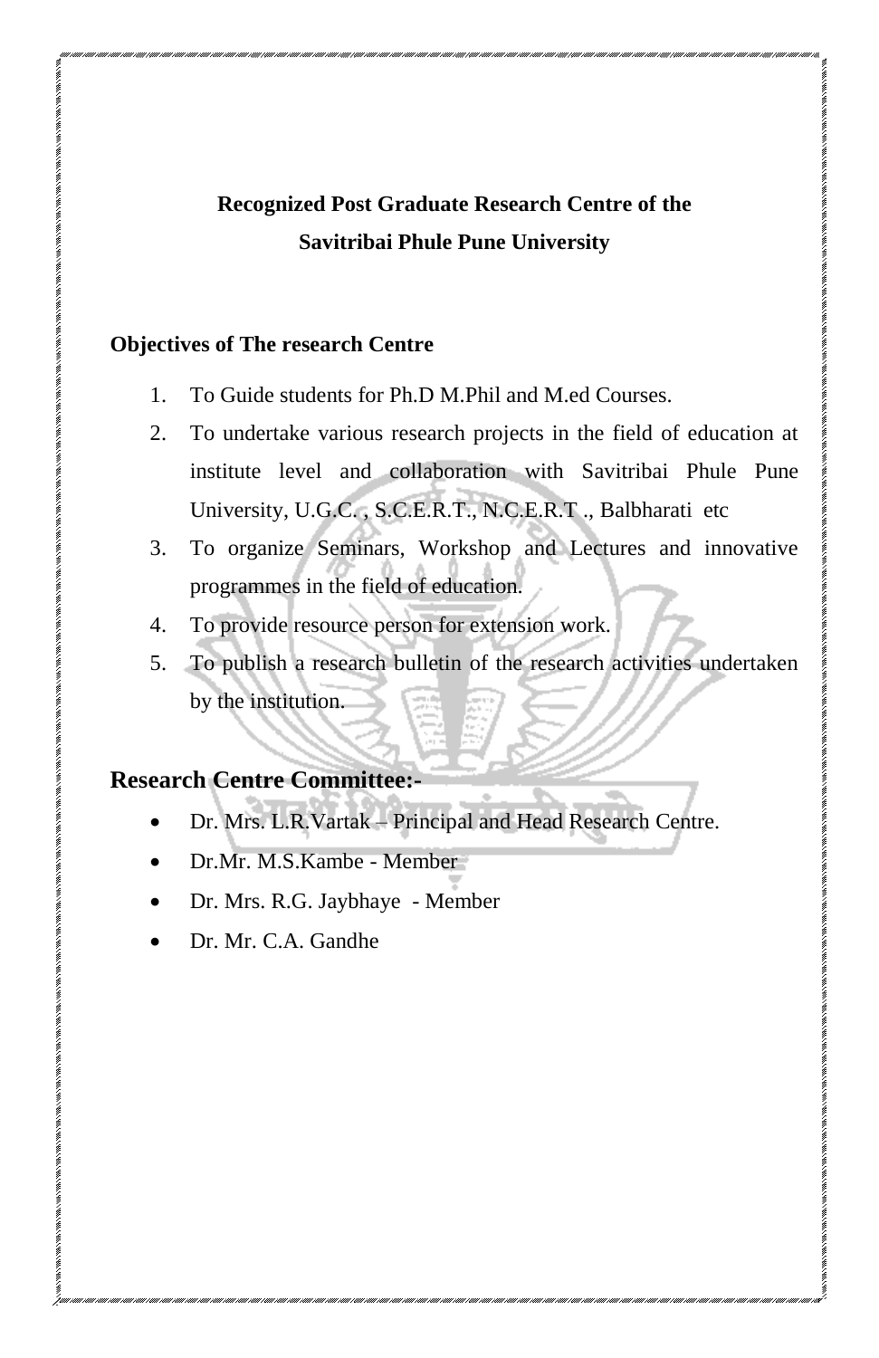## Recognized Post Graduate Research Centre of the Savitribai Phule Pune University

**Objectives of The research Centre**

1. To Guide students for Ph.D M.Phil and M.ed Courses.
2. To undertake various research projects in the field of education at institute level and collaboration with Savitribai Phule Pune University, U.G.C. , S.C.E.R.T., N.C.E.R.T ., Balbharati etc
3. To organize Seminars, Workshop and Lectures and innovative programmes in the field of education.
4. To provide resource person for extension work.
5. To publish a research bulletin of the research activities undertaken by the institution.

### Research Centre Committee:-

- Dr. Mrs. L.R.Vartak – Principal and Head Research Centre.
- Dr.Mr. M.S.Kambe - Member
- Dr. Mrs. R.G. Jaybhaye - Member
- Dr. Mr. C.A. Gandhe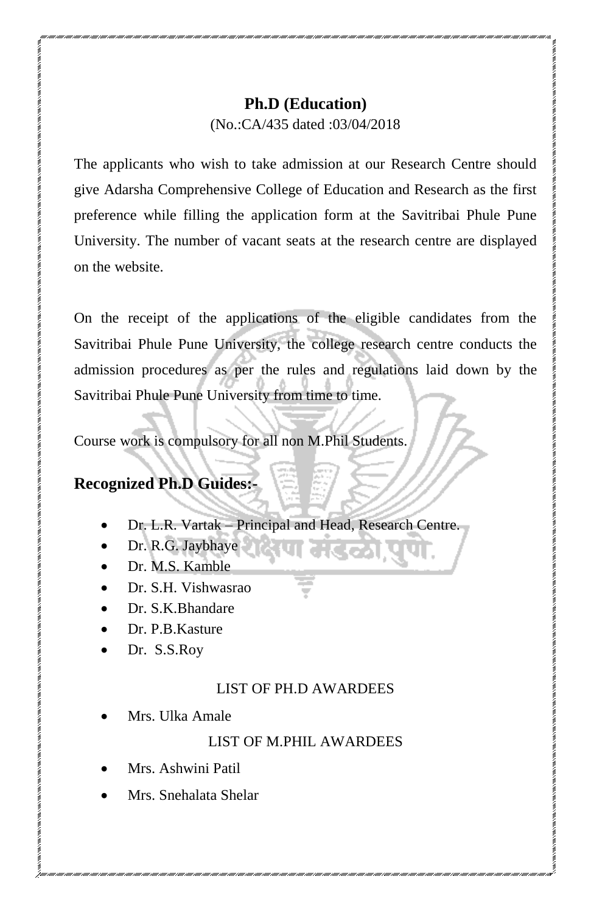## Ph.D (Education)

(No.:CA/435 dated :03/04/2018

The applicants who wish to take admission at our Research Centre should give Adarsha Comprehensive College of Education and Research as the first preference while filling the application form at the Savitribai Phule Pune University. The number of vacant seats at the research centre are displayed on the website.

On the receipt of the applications of the eligible candidates from the Savitribai Phule Pune University, the college research centre conducts the admission procedures as per the rules and regulations laid down by the Savitribai Phule Pune University from time to time.

Course work is compulsory for all non M.Phil Students.

## Recognized Ph.D Guides:-

- Dr. L.R. Vartak – Principal and Head, Research Centre.
- Dr. R.G. Jaybhaye
- Dr. M.S. Kamble
- Dr. S.H. Vishwasrao
- Dr. S.K.Bhandare
- Dr. P.B.Kasture
- Dr. S.S.Roy

LIST OF PH.D AWARDEES

- Mrs. Ulka Amale

LIST OF M.PHIL AWARDEES

- Mrs. Ashwini Patil
- Mrs. Snehalata Shelar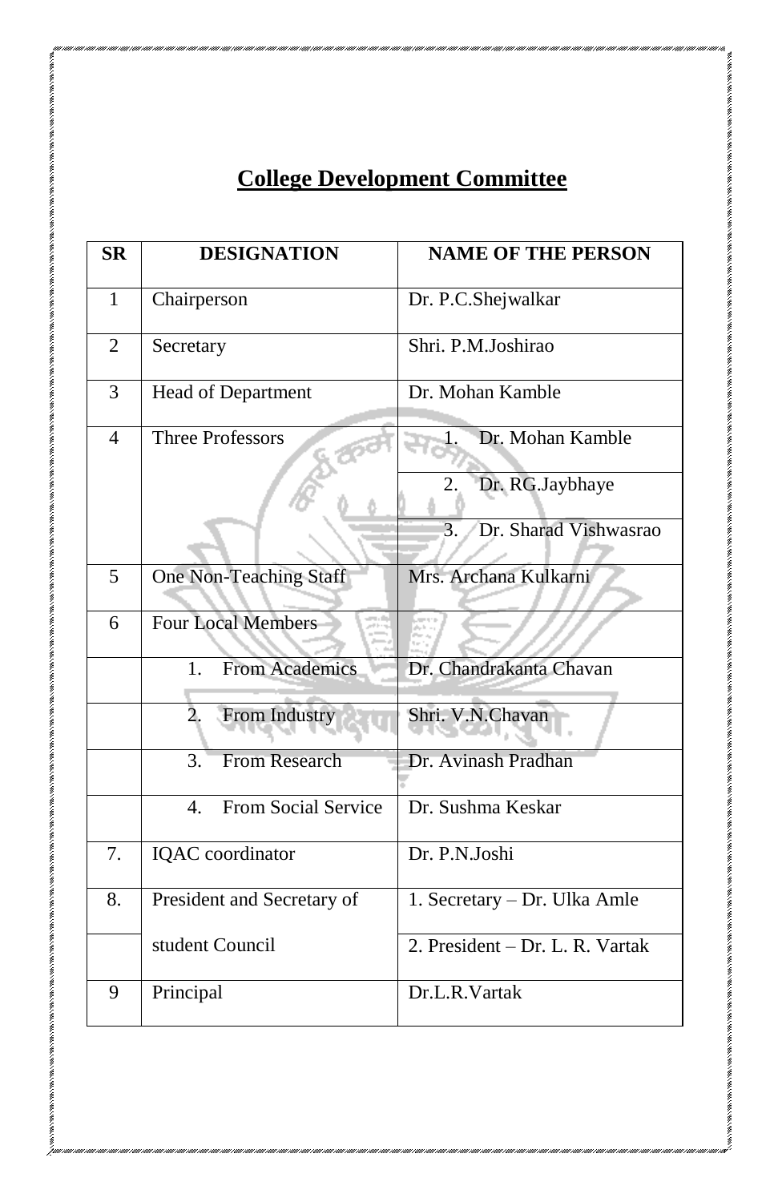## College Development Committee

| SR | DESIGNATION | NAME OF THE PERSON |
|---|---|---|
| 1 | Chairperson | Dr. P.C.Shejwalkar |
| 2 | Secretary | Shri. P.M.Joshirao |
| 3 | Head of Department | Dr. Mohan Kamble |
| 4 | Three Professors | 1. Dr. Mohan Kamble |
| | | 2. Dr. RG.Jaybhaye |
| | | 3. Dr. Sharad Vishwasrao |
| 5 | One Non-Teaching Staff | Mrs. Archana Kulkarni |
| 6 | Four Local Members | |
| | 1. From Academics | Dr. Chandrakanta Chavan |
| | 2. From Industry | Shri. V.N.Chavan |
| | 3. From Research | Dr. Avinash Pradhan |
| | 4. From Social Service | Dr. Sushma Keskar |
| 7. | IQAC coordinator | Dr. P.N.Joshi |
| 8. | President and Secretary of | 1. Secretary – Dr. Ulka Amle |
| | student Council | 2. President – Dr. L. R. Vartak |
| 9 | Principal | Dr.L.R.Vartak |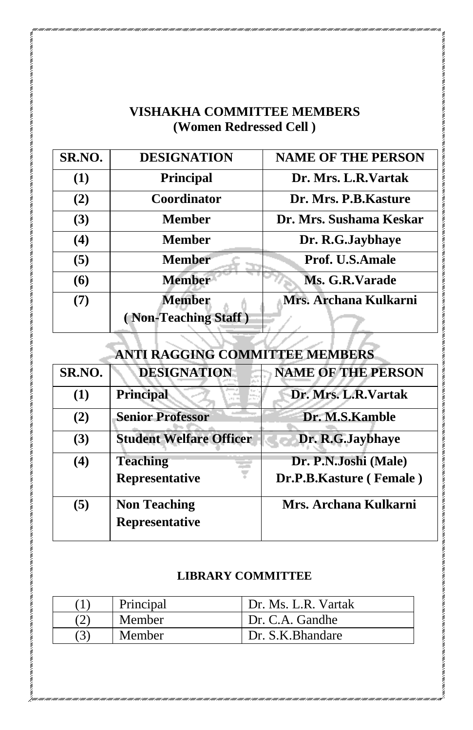## VISHAKHA COMMITTEE MEMBERS
### (Women Redressed Cell )

| SR.NO. | DESIGNATION | NAME OF THE PERSON |
|---|---|---|
| (1) | Principal | Dr. Mrs. L.R.Vartak |
| (2) | Coordinator | Dr. Mrs. P.B.Kasture |
| (3) | Member | Dr. Mrs. Sushama Keskar |
| (4) | Member | Dr. R.G.Jaybhaye |
| (5) | Member | Prof. U.S.Amale |
| (6) | Member | Ms. G.R.Varade |
| (7) | Member ( Non-Teaching Staff ) | Mrs. Archana Kulkarni |

## ANTI RAGGING COMMITTEE MEMBERS

| SR.NO. | DESIGNATION | NAME OF THE PERSON |
|---|---|---|
| (1) | Principal | Dr. Mrs. L.R.Vartak |
| (2) | Senior Professor | Dr. M.S.Kamble |
| (3) | Student Welfare Officer | Dr. R.G.Jaybhaye |
| (4) | Teaching Representative | Dr. P.N.Joshi (Male)<br>Dr.P.B.Kasture ( Female ) |
| (5) | Non Teaching Representative | Mrs. Archana Kulkarni |

## LIBRARY COMMITTEE

| | | |
|---|---|---|
| (1) | Principal | Dr. Ms. L.R. Vartak |
| (2) | Member | Dr. C.A. Gandhe |
| (3) | Member | Dr. S.K.Bhandare |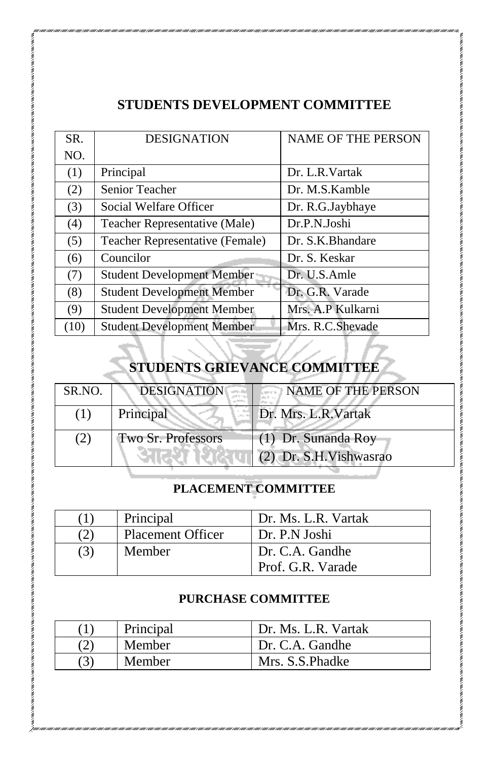## STUDENTS DEVELOPMENT COMMITTEE

| SR. NO. | DESIGNATION | NAME OF THE PERSON |
|---|---|---|
| (1) | Principal | Dr. L.R.Vartak |
| (2) | Senior Teacher | Dr. M.S.Kamble |
| (3) | Social Welfare Officer | Dr. R.G.Jaybhaye |
| (4) | Teacher Representative (Male) | Dr.P.N.Joshi |
| (5) | Teacher Representative (Female) | Dr. S.K.Bhandare |
| (6) | Councilor | Dr. S. Keskar |
| (7) | Student Development Member | Dr. U.S.Amle |
| (8) | Student Development Member | Dr. G.R. Varade |
| (9) | Student Development Member | Mrs. A.P Kulkarni |
| (10) | Student Development Member | Mrs. R.C.Shevade |

## STUDENTS GRIEVANCE COMMITTEE

| SR.NO. | DESIGNATION | NAME OF THE PERSON |
|---|---|---|
| (1) | Principal | Dr. Mrs. L.R.Vartak |
| (2) | Two Sr. Professors | (1) Dr. Sunanda Roy<br>(2) Dr. S.H.Vishwasrao |

### PLACEMENT COMMITTEE

| | | |
|---|---|---|
| (1) | Principal | Dr. Ms. L.R. Vartak |
| (2) | Placement Officer | Dr. P.N Joshi |
| (3) | Member | Dr. C.A. Gandhe<br>Prof. G.R. Varade |

### PURCHASE COMMITTEE

| | | |
|---|---|---|
| (1) | Principal | Dr. Ms. L.R. Vartak |
| (2) | Member | Dr. C.A. Gandhe |
| (3) | Member | Mrs. S.S.Phadke |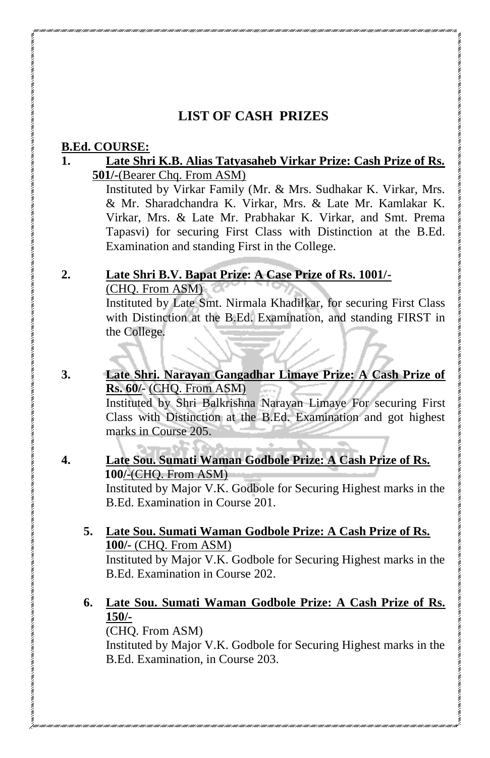# LIST OF CASH PRIZES

**B.Ed. COURSE:**

1. **Late Shri K.B. Alias Tatyasaheb Virkar Prize: Cash Prize of Rs. 501/-**(Bearer Chq. From ASM)

   Instituted by Virkar Family (Mr. & Mrs. Sudhakar K. Virkar, Mrs. & Mr. Sharadchandra K. Virkar, Mrs. & Late Mr. Kamlakar K. Virkar, Mrs. & Late Mr. Prabhakar K. Virkar, and Smt. Prema Tapasvi) for securing First Class with Distinction at the B.Ed. Examination and standing First in the College.

2. **Late Shri B.V. Bapat Prize: A Case Prize of Rs. 1001/-** (CHQ. From ASM)

   Instituted by Late Smt. Nirmala Khadilkar, for securing First Class with Distinction at the B.Ed. Examination, and standing FIRST in the College.

3. **Late Shri. Narayan Gangadhar Limaye Prize: A Cash Prize of Rs. 60/-** (CHQ. From ASM)

   Instituted by Shri Balkrishna Narayan Limaye For securing First Class with Distinction at the B.Ed. Examination and got highest marks in Course 205.

4. **Late Sou. Sumati Waman Godbole Prize: A Cash Prize of Rs. 100/-**(CHQ. From ASM)

   Instituted by Major V.K. Godbole for Securing Highest marks in the B.Ed. Examination in Course 201.

5. **Late Sou. Sumati Waman Godbole Prize: A Cash Prize of Rs. 100/-** (CHQ. From ASM)

   Instituted by Major V.K. Godbole for Securing Highest marks in the B.Ed. Examination in Course 202.

6. **Late Sou. Sumati Waman Godbole Prize: A Cash Prize of Rs. 150/-**

   (CHQ. From ASM)

   Instituted by Major V.K. Godbole for Securing Highest marks in the B.Ed. Examination, in Course 203.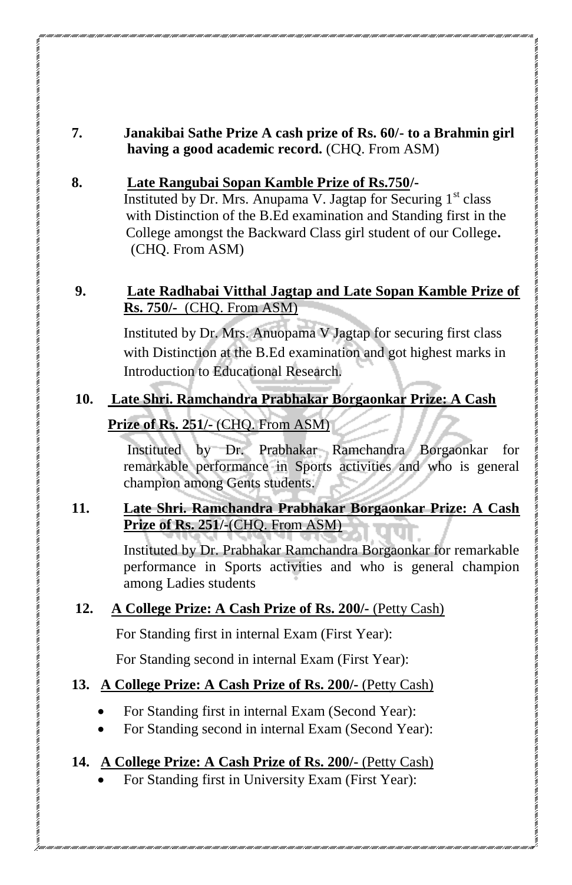7. **Janakibai Sathe Prize A cash prize of Rs. 60/- to a Brahmin girl having a good academic record.** (CHQ. From ASM)

8. **<u>Late Rangubai Sopan Kamble Prize of Rs.750/-</u>**
   Instituted by Dr. Mrs. Anupama V. Jagtap for Securing 1st class with Distinction of the B.Ed examination and Standing first in the College amongst the Backward Class girl student of our College**.** (CHQ. From ASM)

9. **<u>Late Radhabai Vitthal Jagtap and Late Sopan Kamble Prize of Rs. 750/-</u>** <u>(CHQ. From ASM)</u>

   Instituted by Dr. Mrs. Anuopama V Jagtap for securing first class with Distinction at the B.Ed examination and got highest marks in Introduction to Educational Research.

10. **<u>Late Shri. Ramchandra Prabhakar Borgaonkar Prize: A Cash Prize of Rs. 251/-</u>** <u>(CHQ. From ASM)</u>

    Instituted by Dr. Prabhakar Ramchandra Borgaonkar for remarkable performance in Sports activities and who is general champion among Gents students.

11. **<u>Late Shri. Ramchandra Prabhakar Borgaonkar Prize: A Cash Prize of Rs. 251/-</u>**<u>(CHQ. From ASM)</u>

    Instituted by Dr. Prabhakar Ramchandra Borgaonkar for remarkable performance in Sports activities and who is general champion among Ladies students

12. **<u>A College Prize: A Cash Prize of Rs. 200/-</u>** <u>(Petty Cash)</u>

    For Standing first in internal Exam (First Year):

    For Standing second in internal Exam (First Year):

13. **<u>A College Prize: A Cash Prize of Rs. 200/-</u>** <u>(Petty Cash)</u>
    - For Standing first in internal Exam (Second Year):
    - For Standing second in internal Exam (Second Year):

14. **<u>A College Prize: A Cash Prize of Rs. 200/-</u>** <u>(Petty Cash)</u>
    - For Standing first in University Exam (First Year):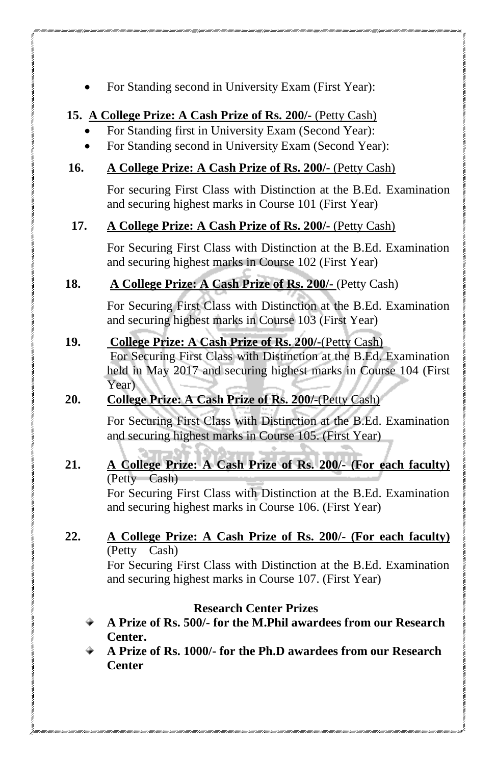- For Standing second in University Exam (First Year):

**15. A College Prize: A Cash Prize of Rs. 200/-** (Petty Cash)

- For Standing first in University Exam (Second Year):
- For Standing second in University Exam (Second Year):

**16. A College Prize: A Cash Prize of Rs. 200/-** (Petty Cash)

For securing First Class with Distinction at the B.Ed. Examination and securing highest marks in Course 101 (First Year)

**17. A College Prize: A Cash Prize of Rs. 200/-** (Petty Cash)

For Securing First Class with Distinction at the B.Ed. Examination and securing highest marks in Course 102 (First Year)

**18. A College Prize: A Cash Prize of Rs. 200/-** (Petty Cash)

For Securing First Class with Distinction at the B.Ed. Examination and securing highest marks in Course 103 (First Year)

**19. College Prize: A Cash Prize of Rs. 200/-**(Petty Cash)

For Securing First Class with Distinction at the B.Ed. Examination held in May 2017 and securing highest marks in Course 104 (First Year)

**20. College Prize: A Cash Prize of Rs. 200/-**(Petty Cash)

For Securing First Class with Distinction at the B.Ed. Examination and securing highest marks in Course 105. (First Year)

**21. A College Prize: A Cash Prize of Rs. 200/- (For each faculty)** (Petty Cash)

For Securing First Class with Distinction at the B.Ed. Examination and securing highest marks in Course 106. (First Year)

**22. A College Prize: A Cash Prize of Rs. 200/- (For each faculty)** (Petty Cash)

For Securing First Class with Distinction at the B.Ed. Examination and securing highest marks in Course 107. (First Year)

**Research Center Prizes**

- **A Prize of Rs. 500/- for the M.Phil awardees from our Research Center.**
- **A Prize of Rs. 1000/- for the Ph.D awardees from our Research Center**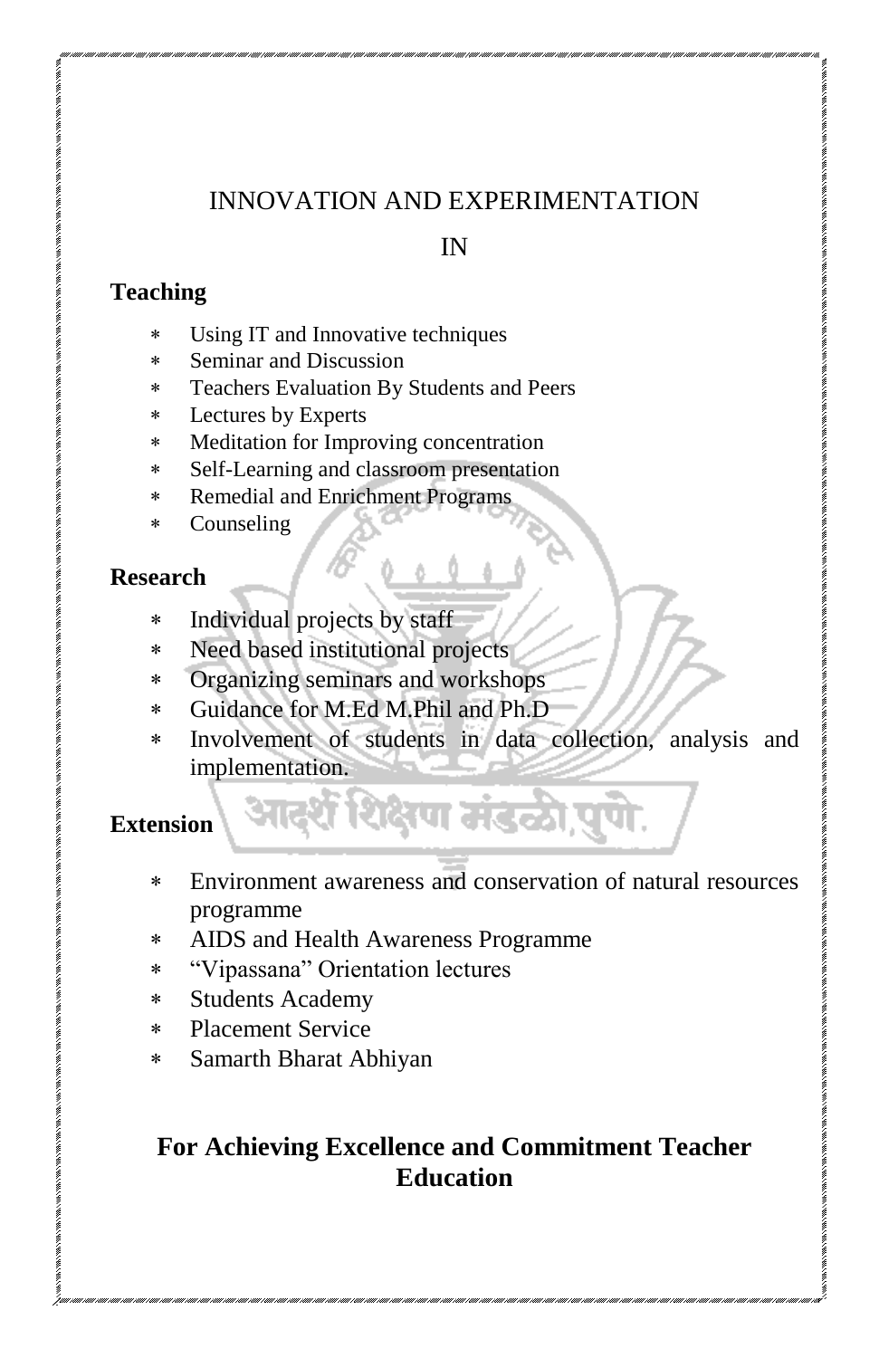# INNOVATION AND EXPERIMENTATION

# IN

## Teaching

* Using IT and Innovative techniques
* Seminar and Discussion
* Teachers Evaluation By Students and Peers
* Lectures by Experts
* Meditation for Improving concentration
* Self-Learning and classroom presentation
* Remedial and Enrichment Programs
* Counseling

## Research

* Individual projects by staff
* Need based institutional projects
* Organizing seminars and workshops
* Guidance for M.Ed M.Phil and Ph.D
* Involvement of students in data collection, analysis and implementation.

## Extension

* Environment awareness and conservation of natural resources programme
* AIDS and Health Awareness Programme
* "Vipassana" Orientation lectures
* Students Academy
* Placement Service
* Samarth Bharat Abhiyan

**For Achieving Excellence and Commitment Teacher Education**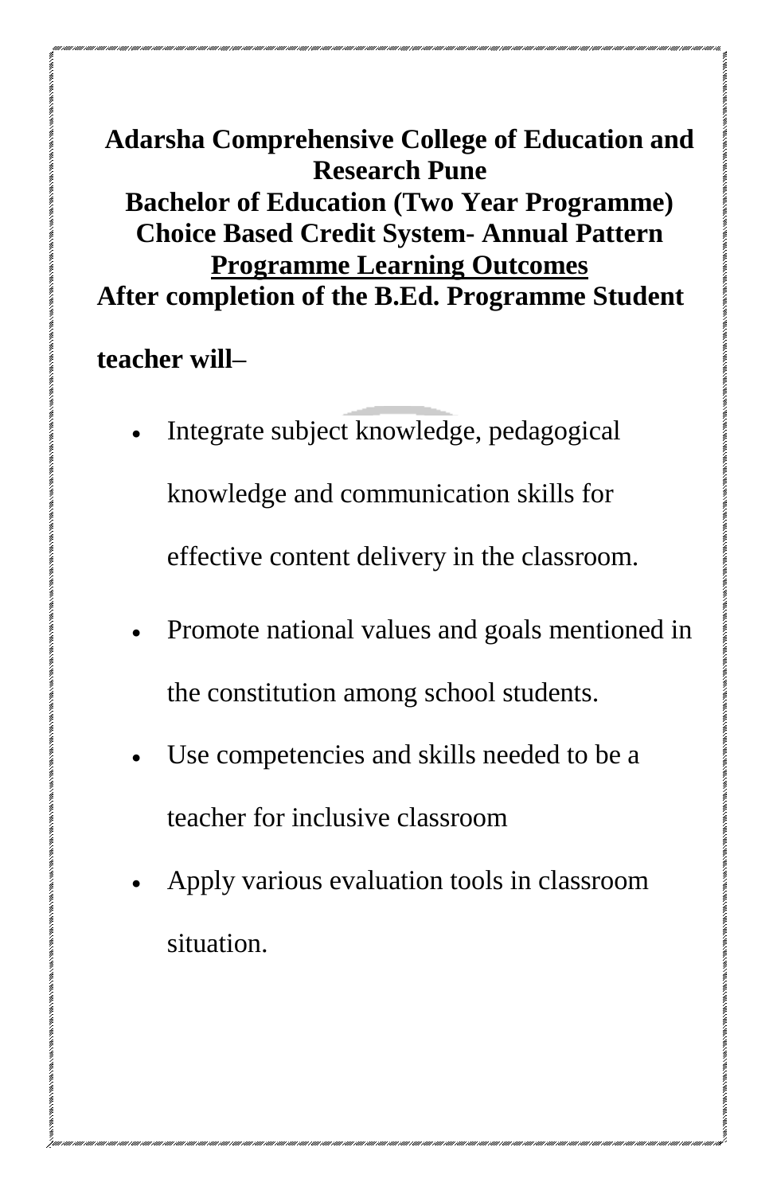**Adarsha Comprehensive College of Education and Research Pune**

**Bachelor of Education (Two Year Programme)**

**Choice Based Credit System- Annual Pattern**

**Programme Learning Outcomes**

**After completion of the B.Ed. Programme Student teacher will–**

- Integrate subject knowledge, pedagogical knowledge and communication skills for effective content delivery in the classroom.
- Promote national values and goals mentioned in the constitution among school students.
- Use competencies and skills needed to be a teacher for inclusive classroom
- Apply various evaluation tools in classroom situation.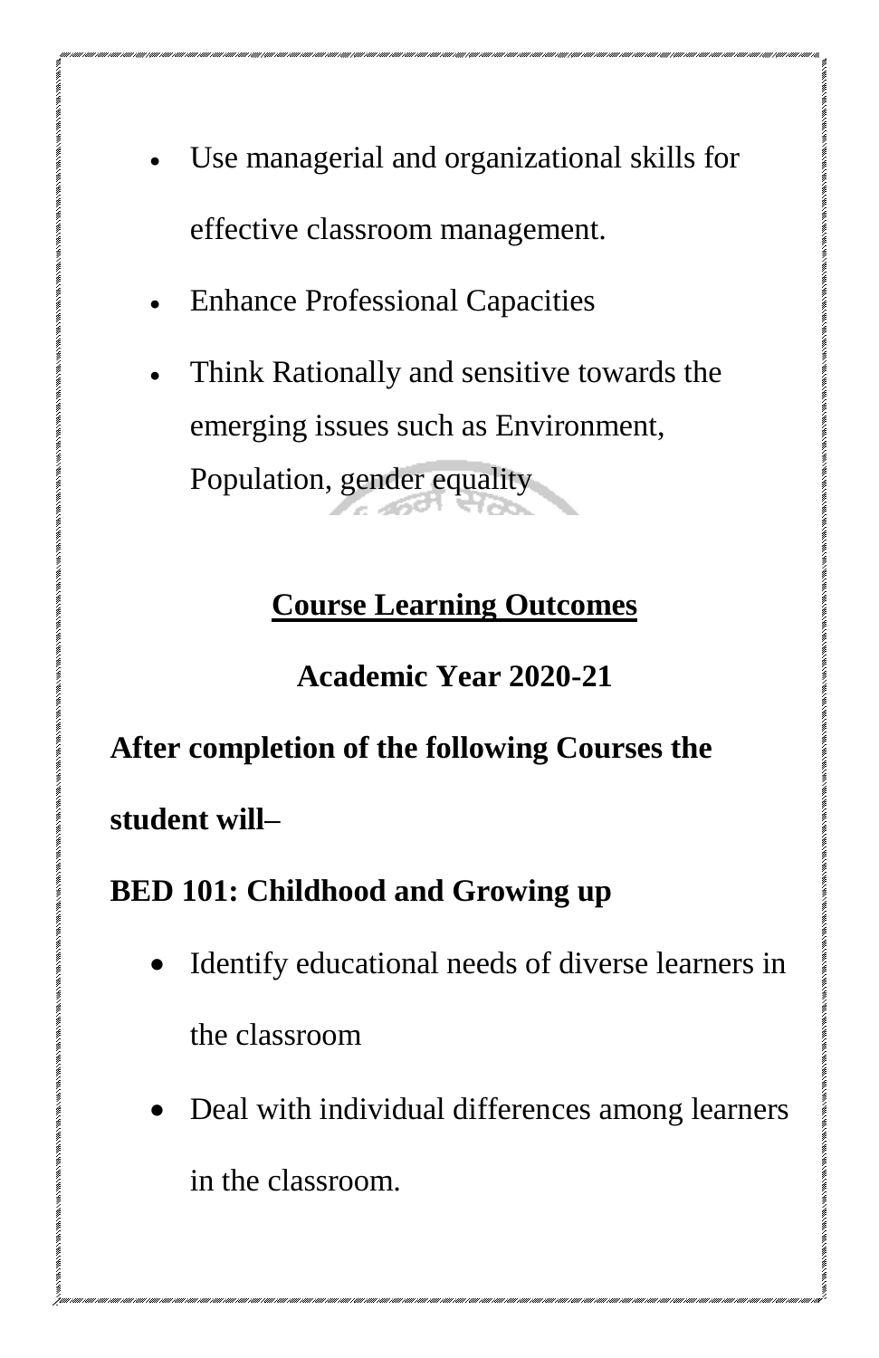- Use managerial and organizational skills for effective classroom management.
- Enhance Professional Capacities
- Think Rationally and sensitive towards the emerging issues such as Environment, Population, gender equality

## Course Learning Outcomes

### Academic Year 2020-21

**After completion of the following Courses the student will–**

**BED 101: Childhood and Growing up**

- Identify educational needs of diverse learners in the classroom
- Deal with individual differences among learners in the classroom.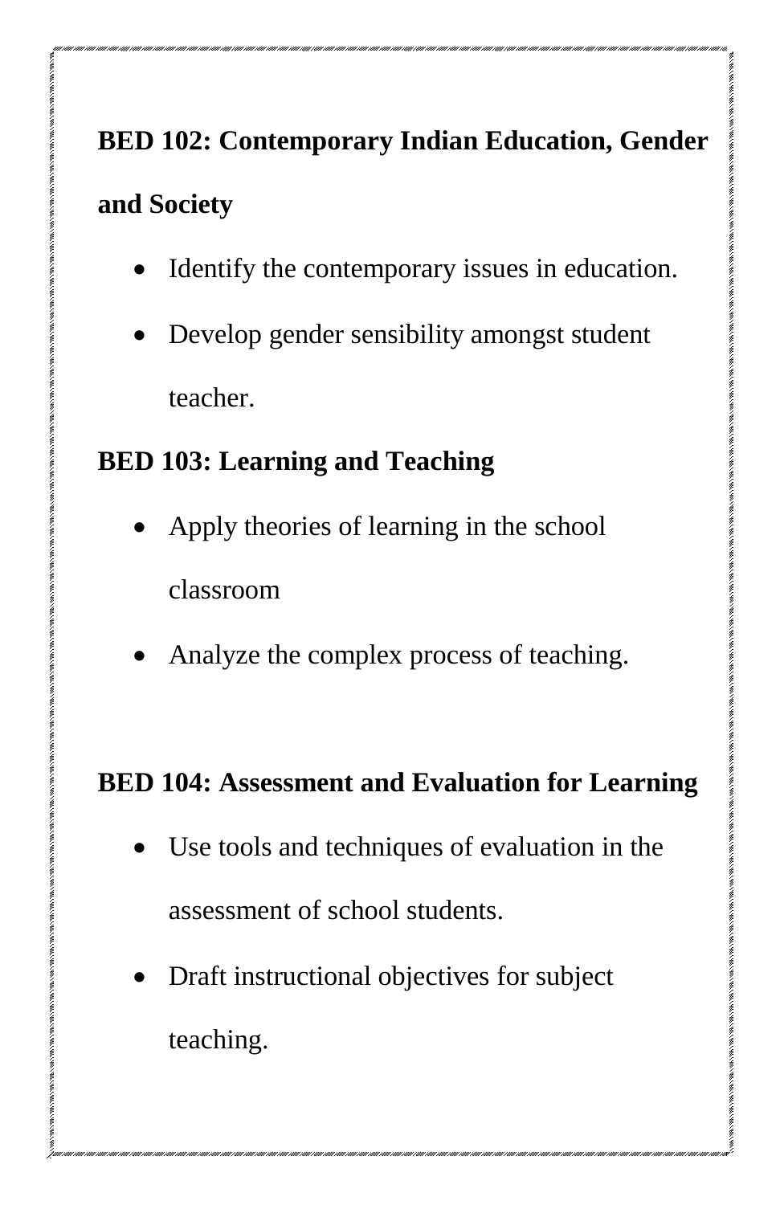**BED 102: Contemporary Indian Education, Gender and Society**

- Identify the contemporary issues in education.
- Develop gender sensibility amongst student teacher.

**BED 103: Learning and Teaching**

- Apply theories of learning in the school classroom
- Analyze the complex process of teaching.

**BED 104: Assessment and Evaluation for Learning**

- Use tools and techniques of evaluation in the assessment of school students.
- Draft instructional objectives for subject teaching.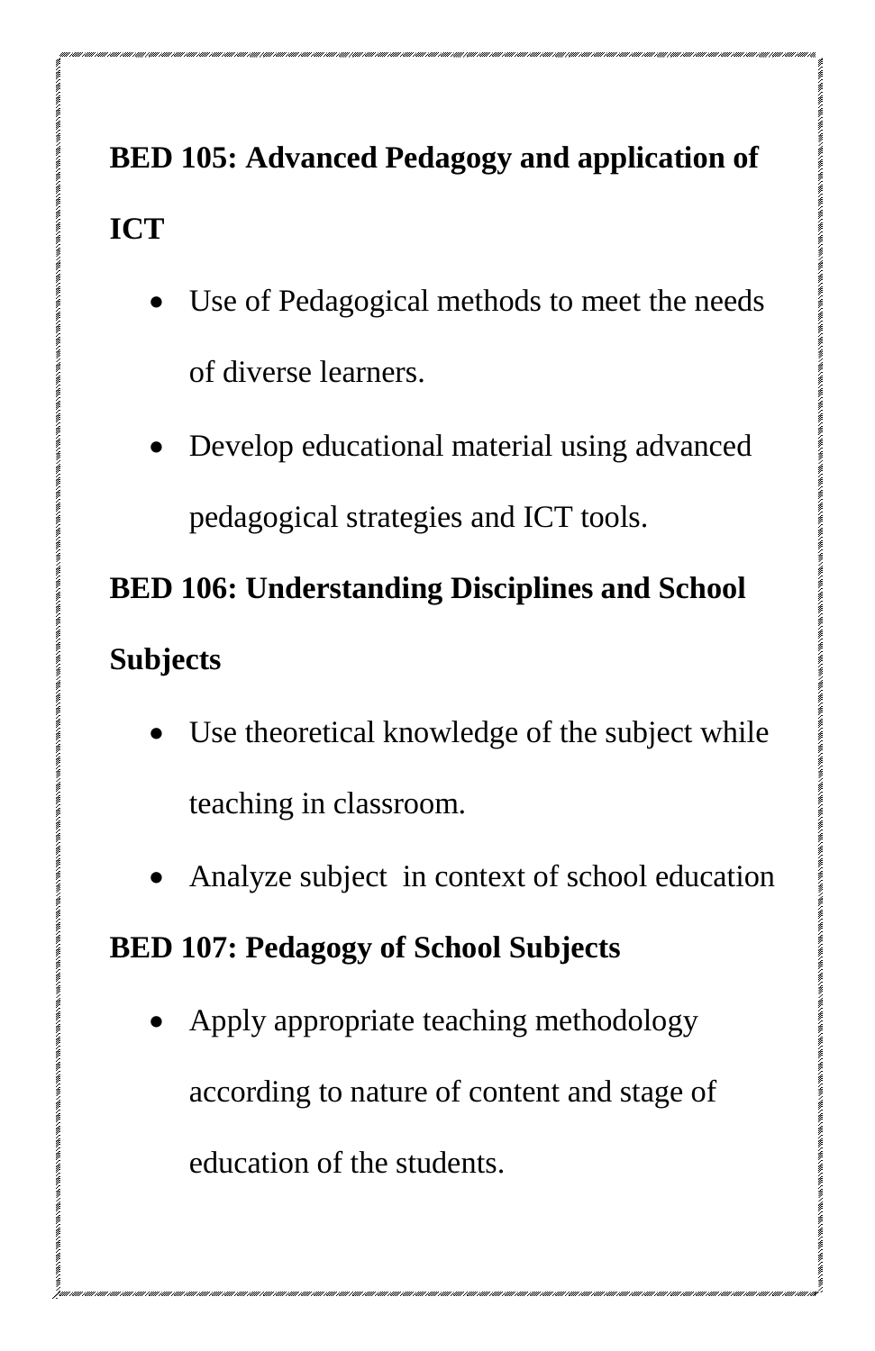**BED 105: Advanced Pedagogy and application of ICT**

- Use of Pedagogical methods to meet the needs of diverse learners.
- Develop educational material using advanced pedagogical strategies and ICT tools.

**BED 106: Understanding Disciplines and School Subjects**

- Use theoretical knowledge of the subject while teaching in classroom.
- Analyze subject in context of school education

**BED 107: Pedagogy of School Subjects**

- Apply appropriate teaching methodology according to nature of content and stage of education of the students.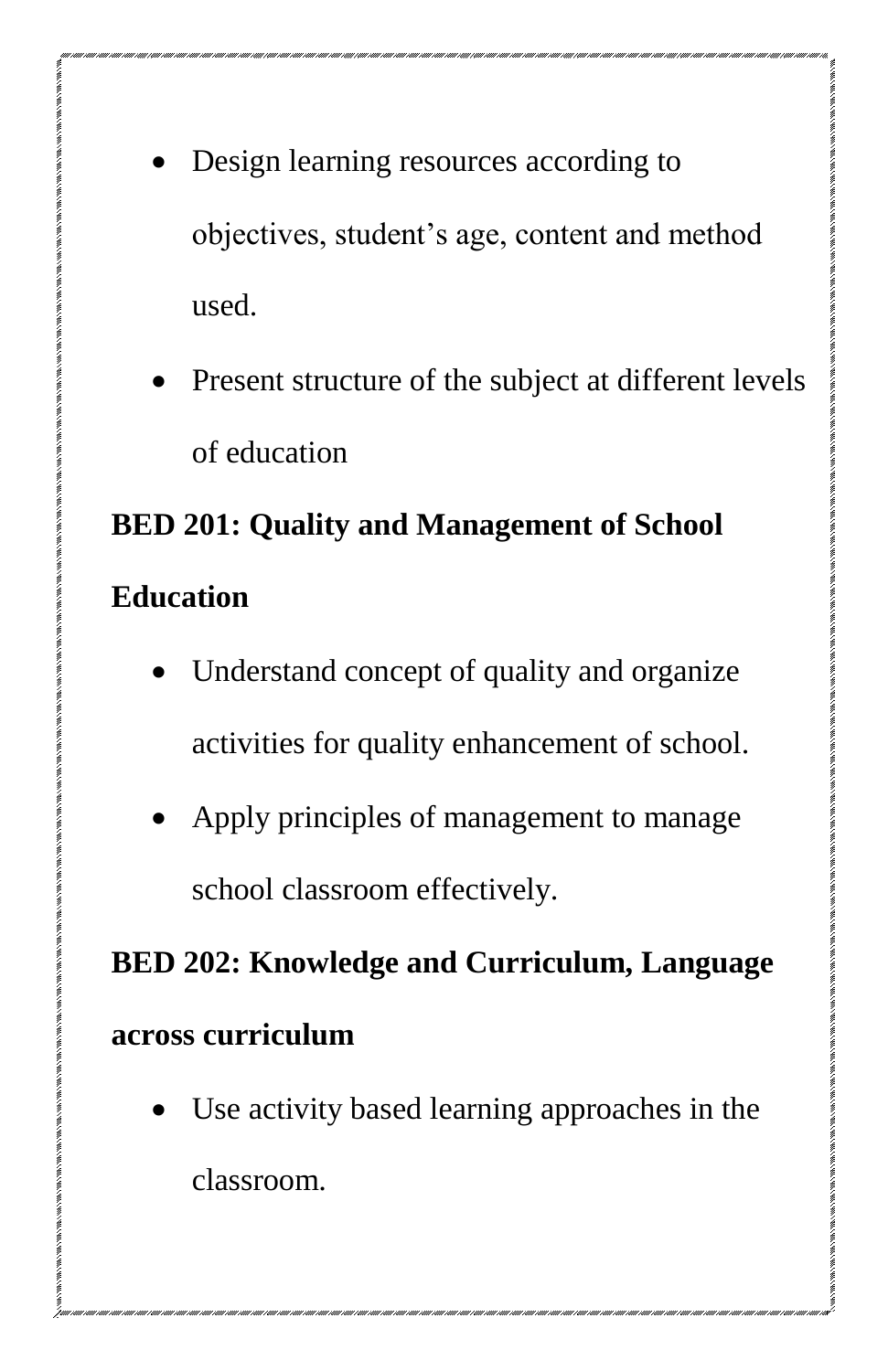- Design learning resources according to objectives, student's age, content and method used.
- Present structure of the subject at different levels of education

**BED 201: Quality and Management of School Education**

- Understand concept of quality and organize activities for quality enhancement of school.
- Apply principles of management to manage school classroom effectively.

**BED 202: Knowledge and Curriculum, Language across curriculum**

- Use activity based learning approaches in the classroom.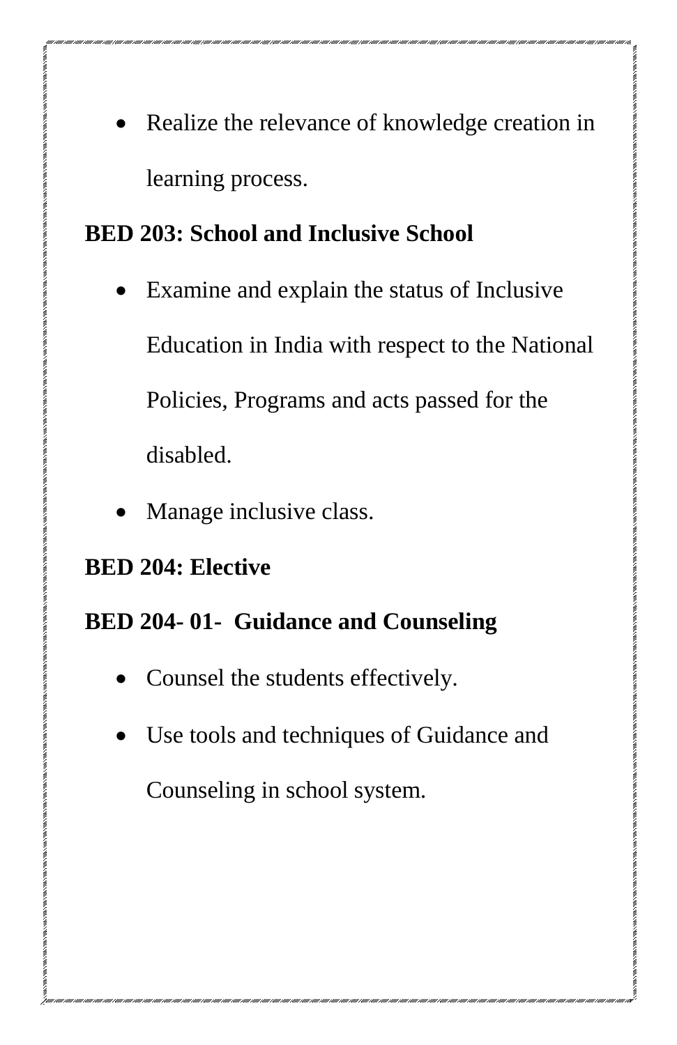- Realize the relevance of knowledge creation in learning process.

**BED 203: School and Inclusive School**

- Examine and explain the status of Inclusive Education in India with respect to the National Policies, Programs and acts passed for the disabled.
- Manage inclusive class.

**BED 204: Elective**

**BED 204- 01- Guidance and Counseling**

- Counsel the students effectively.
- Use tools and techniques of Guidance and Counseling in school system.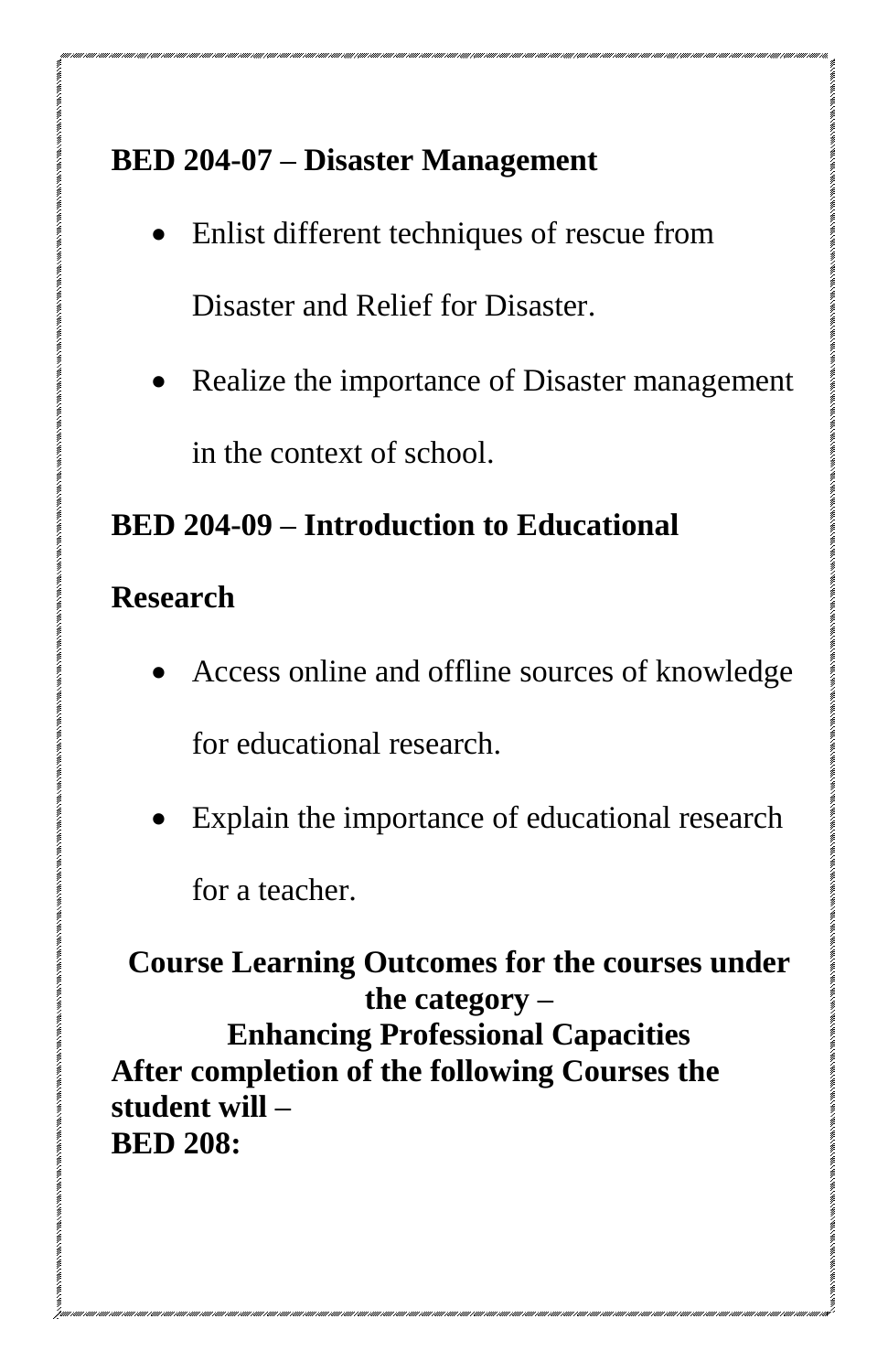**BED 204-07 – Disaster Management**

- Enlist different techniques of rescue from Disaster and Relief for Disaster.
- Realize the importance of Disaster management in the context of school.

**BED 204-09 – Introduction to Educational Research**

- Access online and offline sources of knowledge for educational research.
- Explain the importance of educational research for a teacher.

**Course Learning Outcomes for the courses under the category –**
**Enhancing Professional Capacities**

**After completion of the following Courses the student will –**

**BED 208:**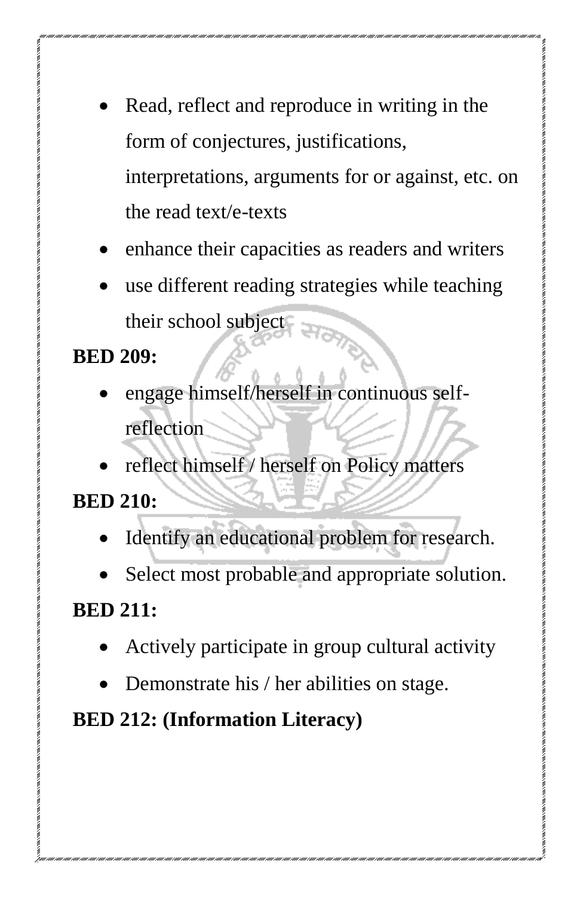- Read, reflect and reproduce in writing in the form of conjectures, justifications, interpretations, arguments for or against, etc. on the read text/e-texts
- enhance their capacities as readers and writers
- use different reading strategies while teaching their school subject

**BED 209:**

- engage himself/herself in continuous self-reflection
- reflect himself / herself on Policy matters

**BED 210:**

- Identify an educational problem for research.
- Select most probable and appropriate solution.

**BED 211:**

- Actively participate in group cultural activity
- Demonstrate his / her abilities on stage.

**BED 212: (Information Literacy)**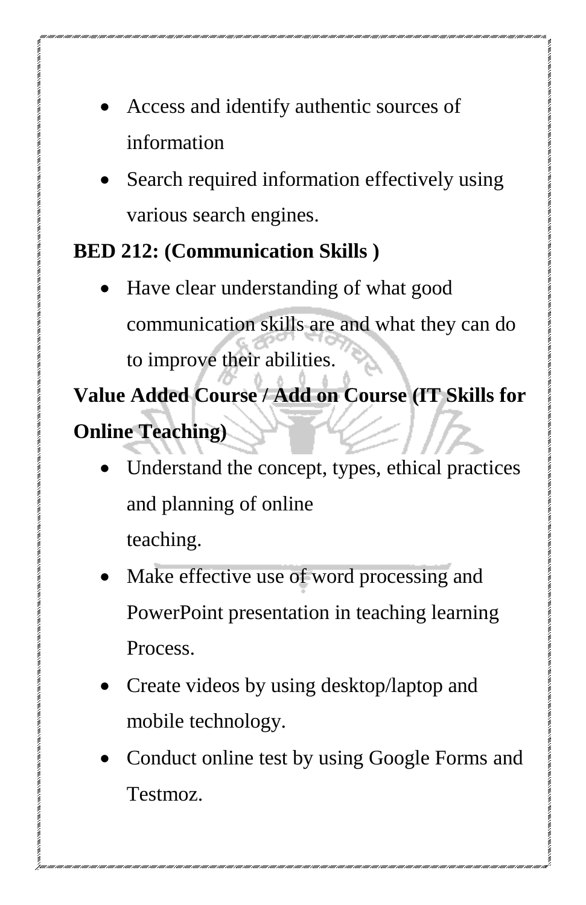- Access and identify authentic sources of information
- Search required information effectively using various search engines.

**BED 212: (Communication Skills )**

- Have clear understanding of what good communication skills are and what they can do to improve their abilities.

**Value Added Course / Add on Course (IT Skills for Online Teaching)**

- Understand the concept, types, ethical practices and planning of online teaching.
- Make effective use of word processing and PowerPoint presentation in teaching learning Process.
- Create videos by using desktop/laptop and mobile technology.
- Conduct online test by using Google Forms and Testmoz.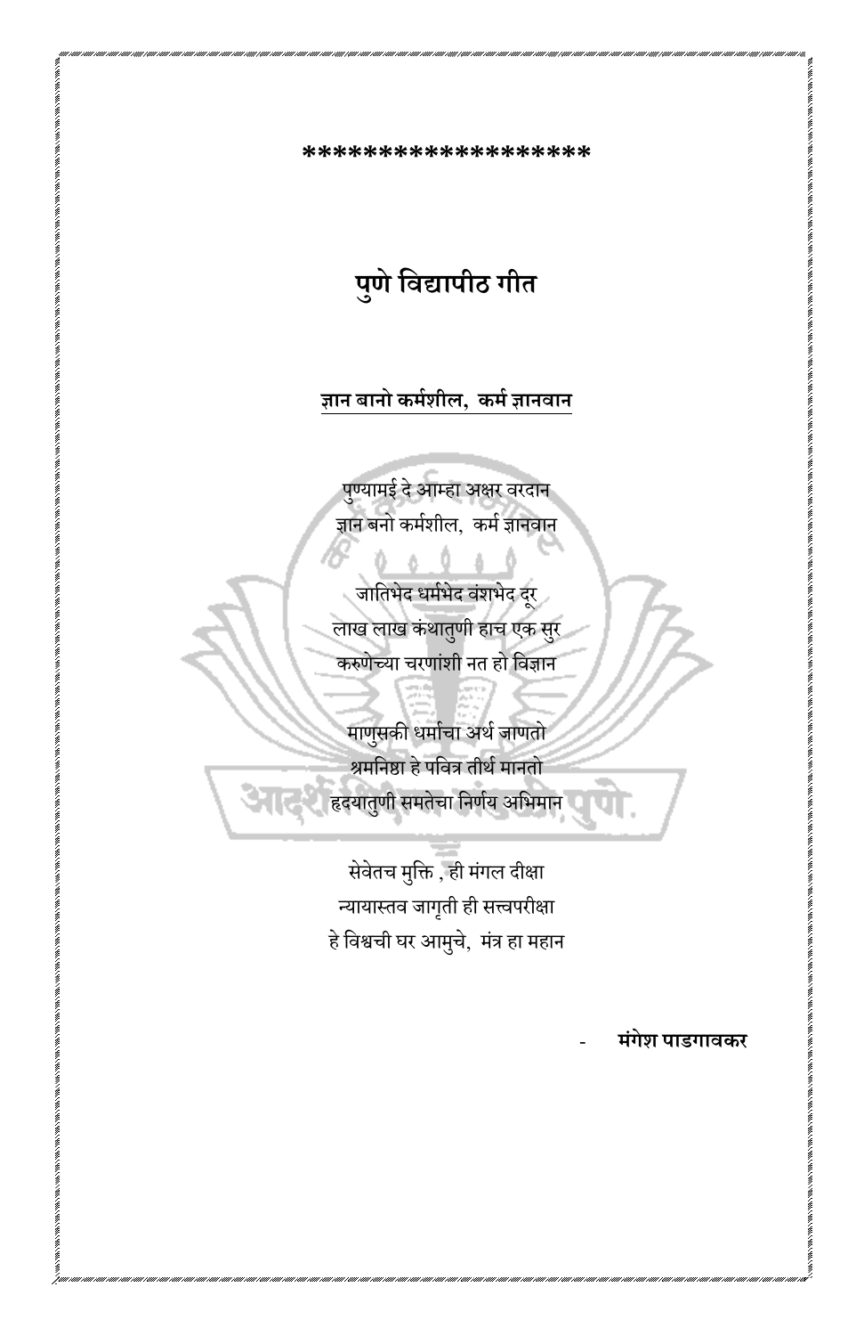*******************

## पुणे विद्यापीठ गीत

**<u>ज्ञान बानो कर्मशील, कर्म ज्ञानवान</u>**

पुण्यामई दे आम्हा अक्षर वरदान
ज्ञान बनो कर्मशील, कर्म ज्ञानवान

जातिभेद धर्मभेद वंशभेद दूर
लाख लाख कंथातुणी हाच एक सुर
करुणेच्या चरणांशी नत हो विज्ञान

माणुसकी धर्माचा अर्थ जाणतो
श्रमनिष्ठा हे पवित्र तीर्थ मानतो
हृदयातुणी समतेचा निर्णय अभिमान

सेवेतच मुक्ति , ही मंगल दीक्षा
न्यायास्तव जागृती ही सत्त्वपरीक्षा
हे विश्वची घर आमुचे, मंत्र हा महान

- **मंगेश पाडगावकर**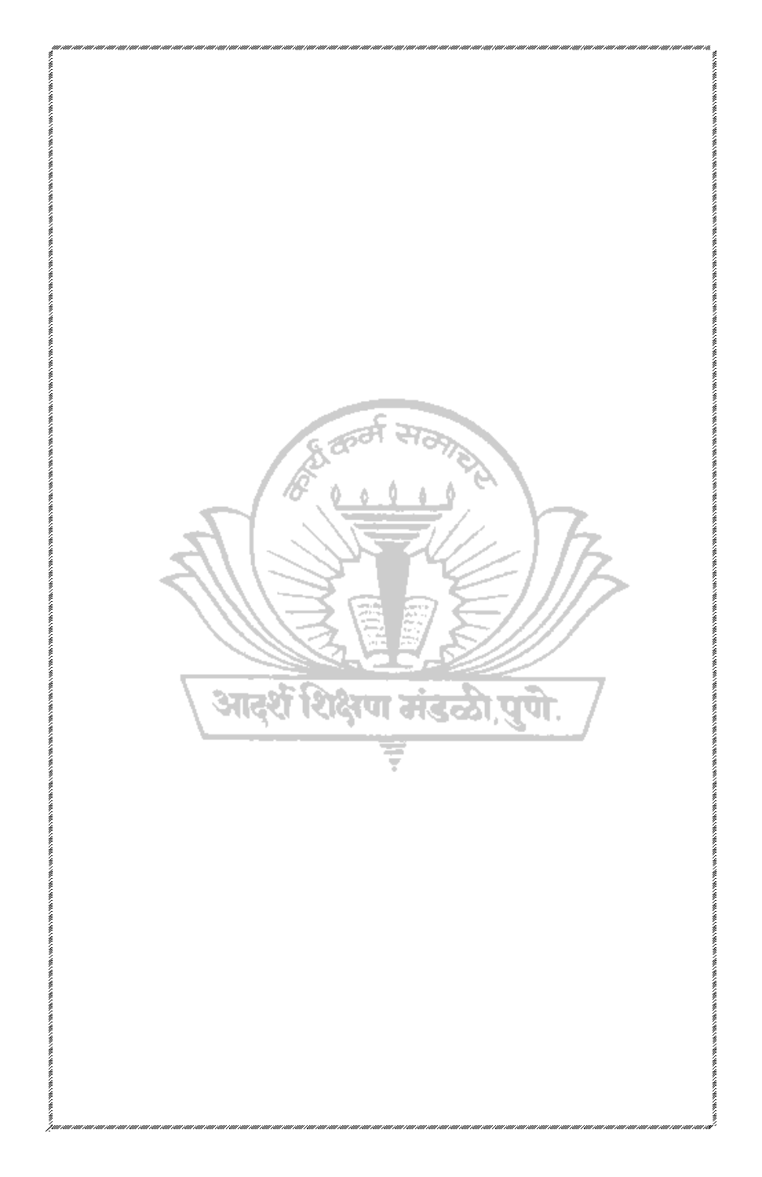कार्यं कर्म समाचर

आदर्श शिक्षण मंडळी, पुणे.